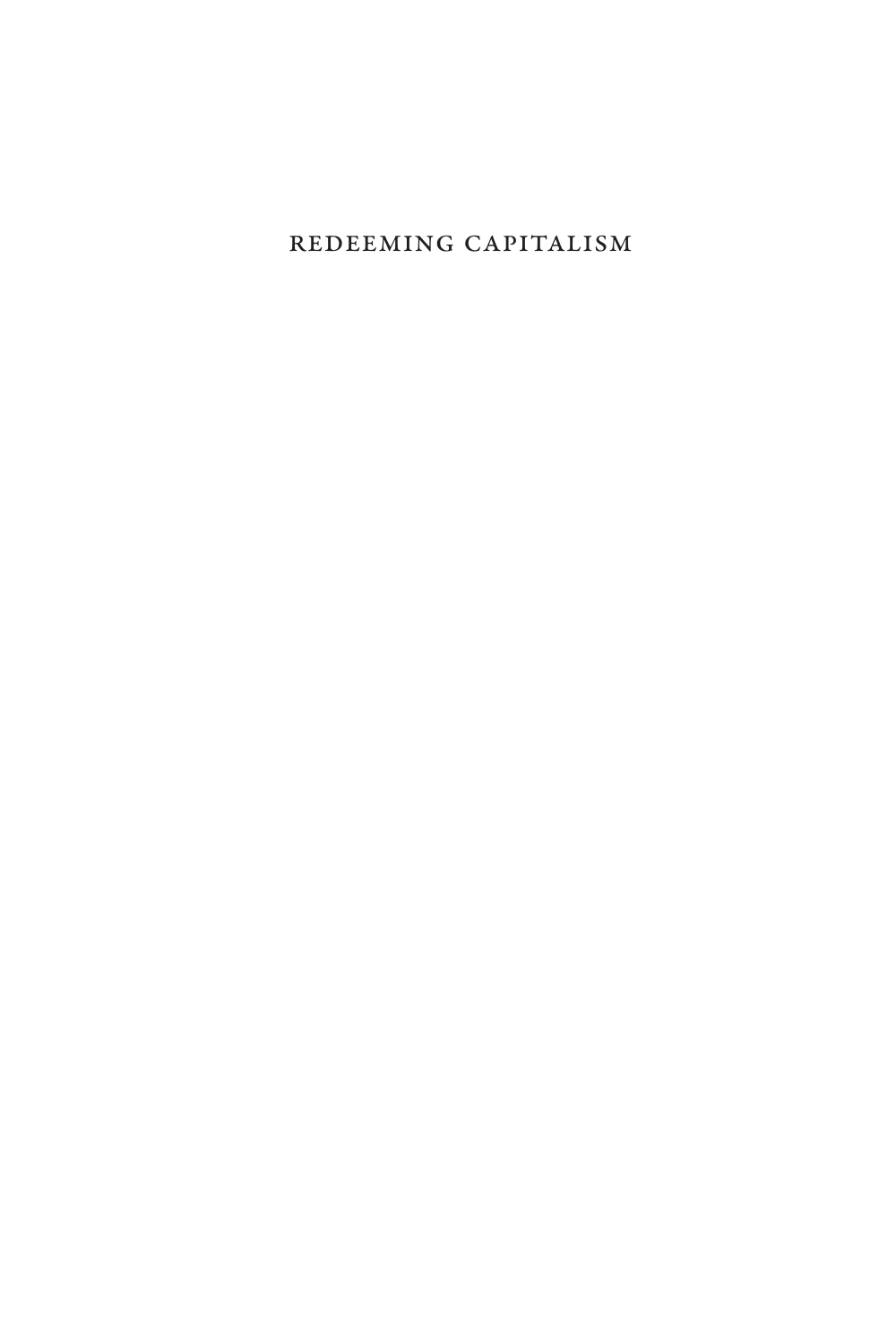# REDEEMING CAPITALISM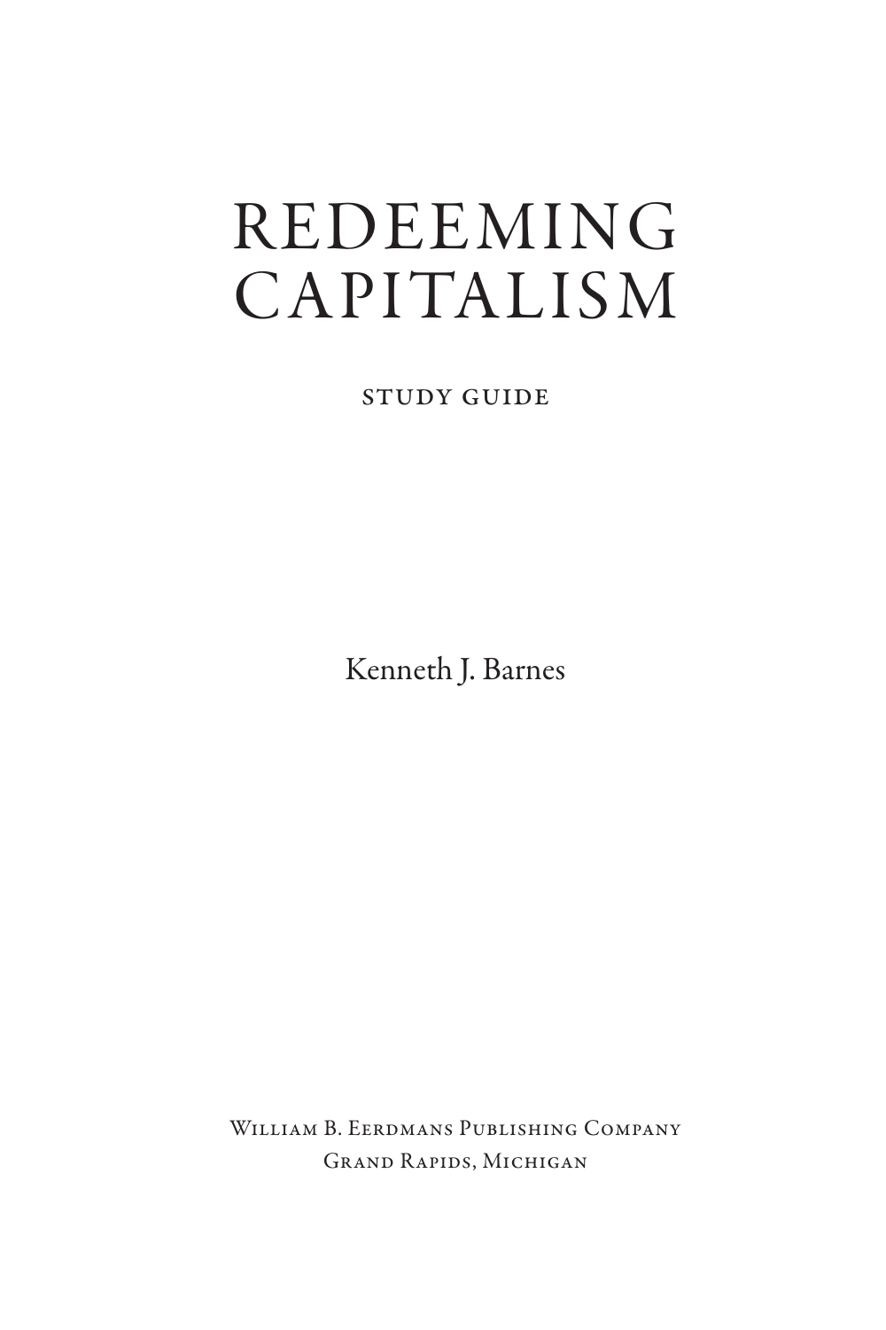# REDEEMING CAPITALISM

STUDY GUIDE

Kenneth J. Barnes

William B. Eerdmans Publishing Company
Grand Rapids, Michigan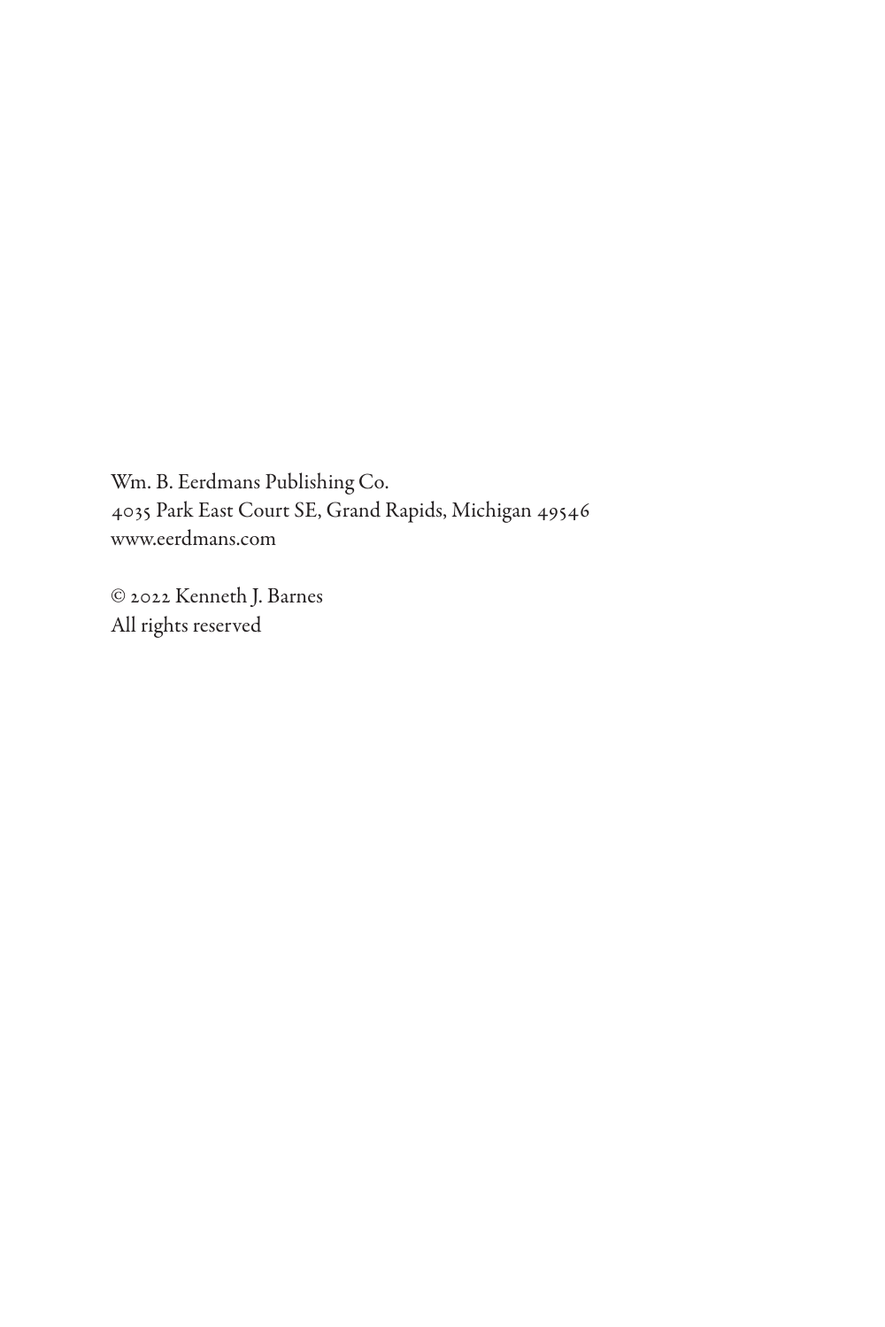Wm. B. Eerdmans Publishing Co.
4035 Park East Court SE, Grand Rapids, Michigan 49546
www.eerdmans.com

© 2022 Kenneth J. Barnes
All rights reserved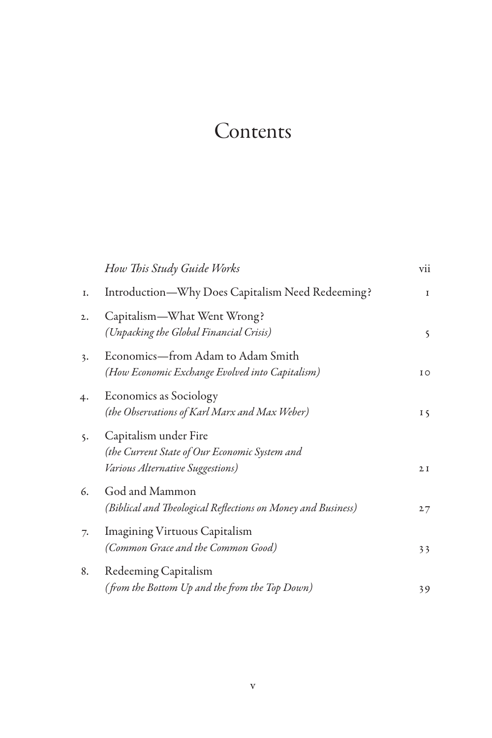# Contents

| | | |
|---|---|---|
| | *How This Study Guide Works* | vii |
| 1. | Introduction—Why Does Capitalism Need Redeeming? | 1 |
| 2. | Capitalism—What Went Wrong? *(Unpacking the Global Financial Crisis)* | 5 |
| 3. | Economics—from Adam to Adam Smith *(How Economic Exchange Evolved into Capitalism)* | 10 |
| 4. | Economics as Sociology *(the Observations of Karl Marx and Max Weber)* | 15 |
| 5. | Capitalism under Fire *(the Current State of Our Economic System and Various Alternative Suggestions)* | 21 |
| 6. | God and Mammon *(Biblical and Theological Reflections on Money and Business)* | 27 |
| 7. | Imagining Virtuous Capitalism *(Common Grace and the Common Good)* | 33 |
| 8. | Redeeming Capitalism *(from the Bottom Up and the from the Top Down)* | 39 |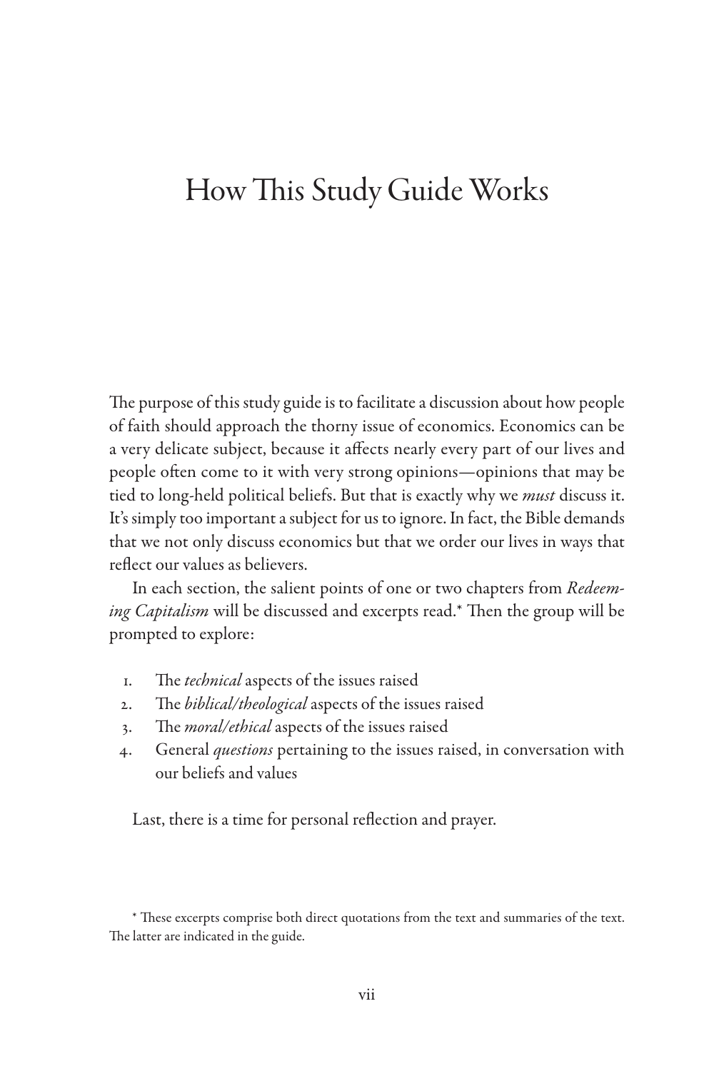# How This Study Guide Works

The purpose of this study guide is to facilitate a discussion about how people of faith should approach the thorny issue of economics. Economics can be a very delicate subject, because it affects nearly every part of our lives and people often come to it with very strong opinions—opinions that may be tied to long-held political beliefs. But that is exactly why we *must* discuss it. It's simply too important a subject for us to ignore. In fact, the Bible demands that we not only discuss economics but that we order our lives in ways that reflect our values as believers.

In each section, the salient points of one or two chapters from *Redeeming Capitalism* will be discussed and excerpts read.* Then the group will be prompted to explore:

1. The *technical* aspects of the issues raised
2. The *biblical/theological* aspects of the issues raised
3. The *moral/ethical* aspects of the issues raised
4. General *questions* pertaining to the issues raised, in conversation with our beliefs and values

Last, there is a time for personal reflection and prayer.

* These excerpts comprise both direct quotations from the text and summaries of the text. The latter are indicated in the guide.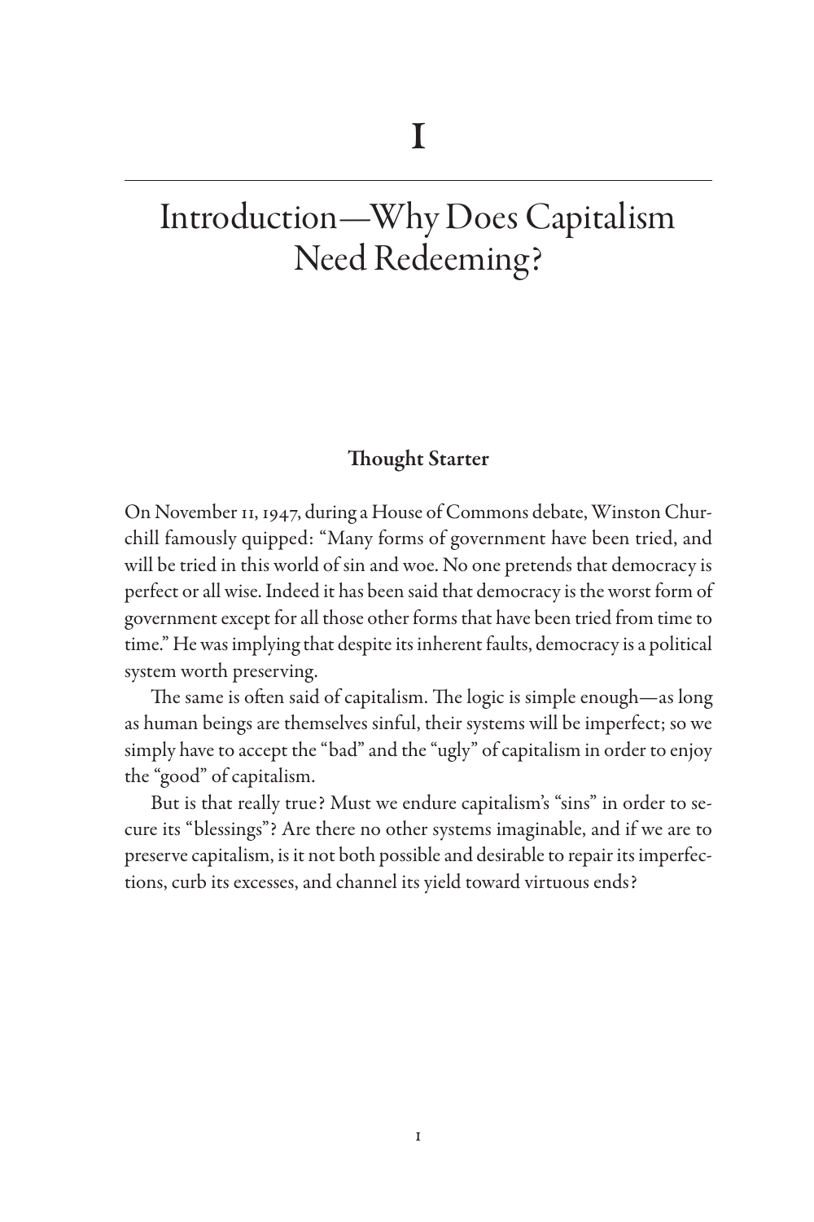# 1

# Introduction—Why Does Capitalism Need Redeeming?

### Thought Starter

On November 11, 1947, during a House of Commons debate, Winston Churchill famously quipped: "Many forms of government have been tried, and will be tried in this world of sin and woe. No one pretends that democracy is perfect or all wise. Indeed it has been said that democracy is the worst form of government except for all those other forms that have been tried from time to time." He was implying that despite its inherent faults, democracy is a political system worth preserving.

The same is often said of capitalism. The logic is simple enough—as long as human beings are themselves sinful, their systems will be imperfect; so we simply have to accept the "bad" and the "ugly" of capitalism in order to enjoy the "good" of capitalism.

But is that really true? Must we endure capitalism's "sins" in order to secure its "blessings"? Are there no other systems imaginable, and if we are to preserve capitalism, is it not both possible and desirable to repair its imperfections, curb its excesses, and channel its yield toward virtuous ends?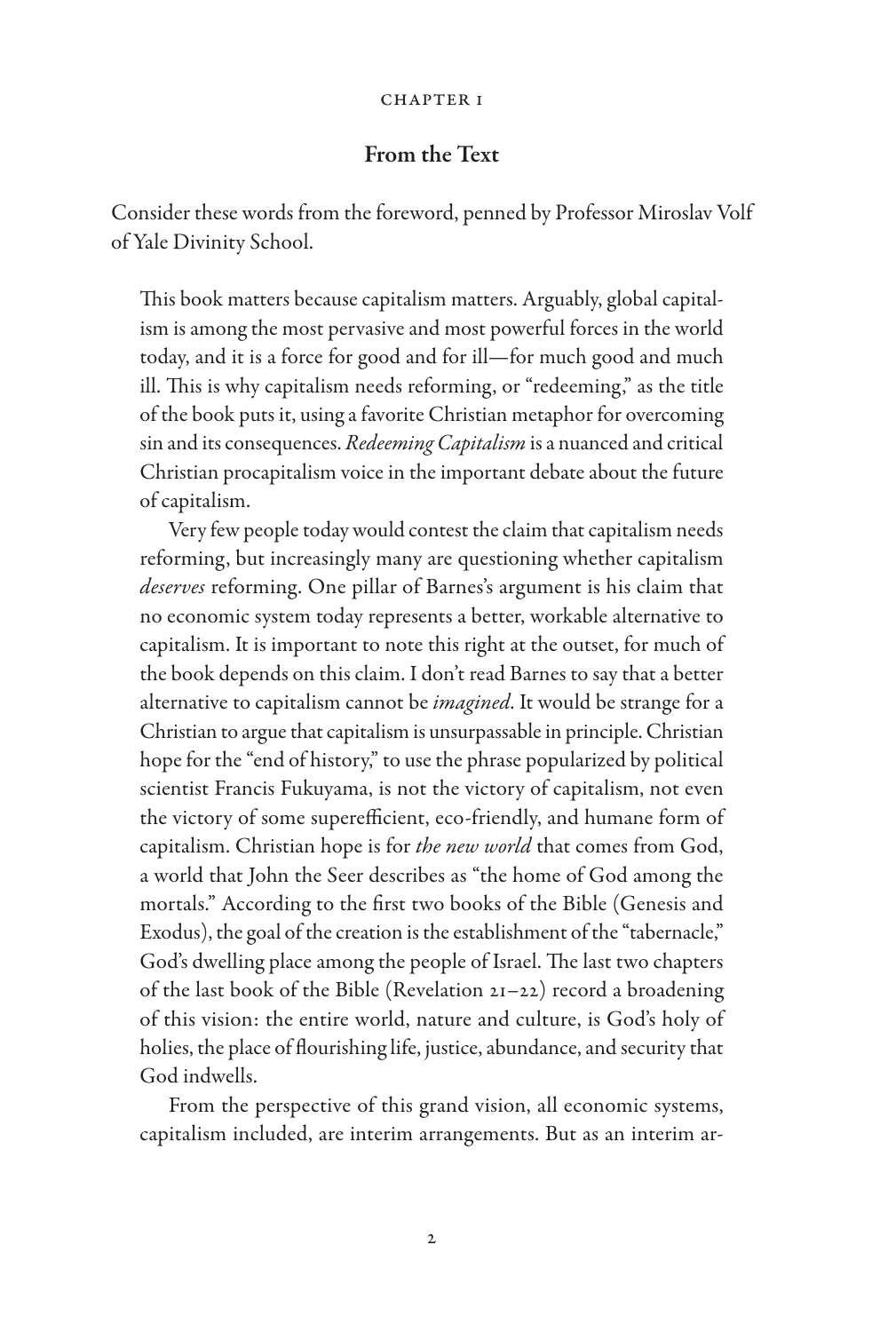CHAPTER 1

## From the Text

Consider these words from the foreword, penned by Professor Miroslav Volf of Yale Divinity School.

> This book matters because capitalism matters. Arguably, global capitalism is among the most pervasive and most powerful forces in the world today, and it is a force for good and for ill—for much good and much ill. This is why capitalism needs reforming, or "redeeming," as the title of the book puts it, using a favorite Christian metaphor for overcoming sin and its consequences. *Redeeming Capitalism* is a nuanced and critical Christian procapitalism voice in the important debate about the future of capitalism.
>
> Very few people today would contest the claim that capitalism needs reforming, but increasingly many are questioning whether capitalism *deserves* reforming. One pillar of Barnes's argument is his claim that no economic system today represents a better, workable alternative to capitalism. It is important to note this right at the outset, for much of the book depends on this claim. I don't read Barnes to say that a better alternative to capitalism cannot be *imagined*. It would be strange for a Christian to argue that capitalism is unsurpassable in principle. Christian hope for the "end of history," to use the phrase popularized by political scientist Francis Fukuyama, is not the victory of capitalism, not even the victory of some superefficient, eco-friendly, and humane form of capitalism. Christian hope is for *the new world* that comes from God, a world that John the Seer describes as "the home of God among the mortals." According to the first two books of the Bible (Genesis and Exodus), the goal of the creation is the establishment of the "tabernacle," God's dwelling place among the people of Israel. The last two chapters of the last book of the Bible (Revelation 21–22) record a broadening of this vision: the entire world, nature and culture, is God's holy of holies, the place of flourishing life, justice, abundance, and security that God indwells.
>
> From the perspective of this grand vision, all economic systems, capitalism included, are interim arrangements. But as an interim ar-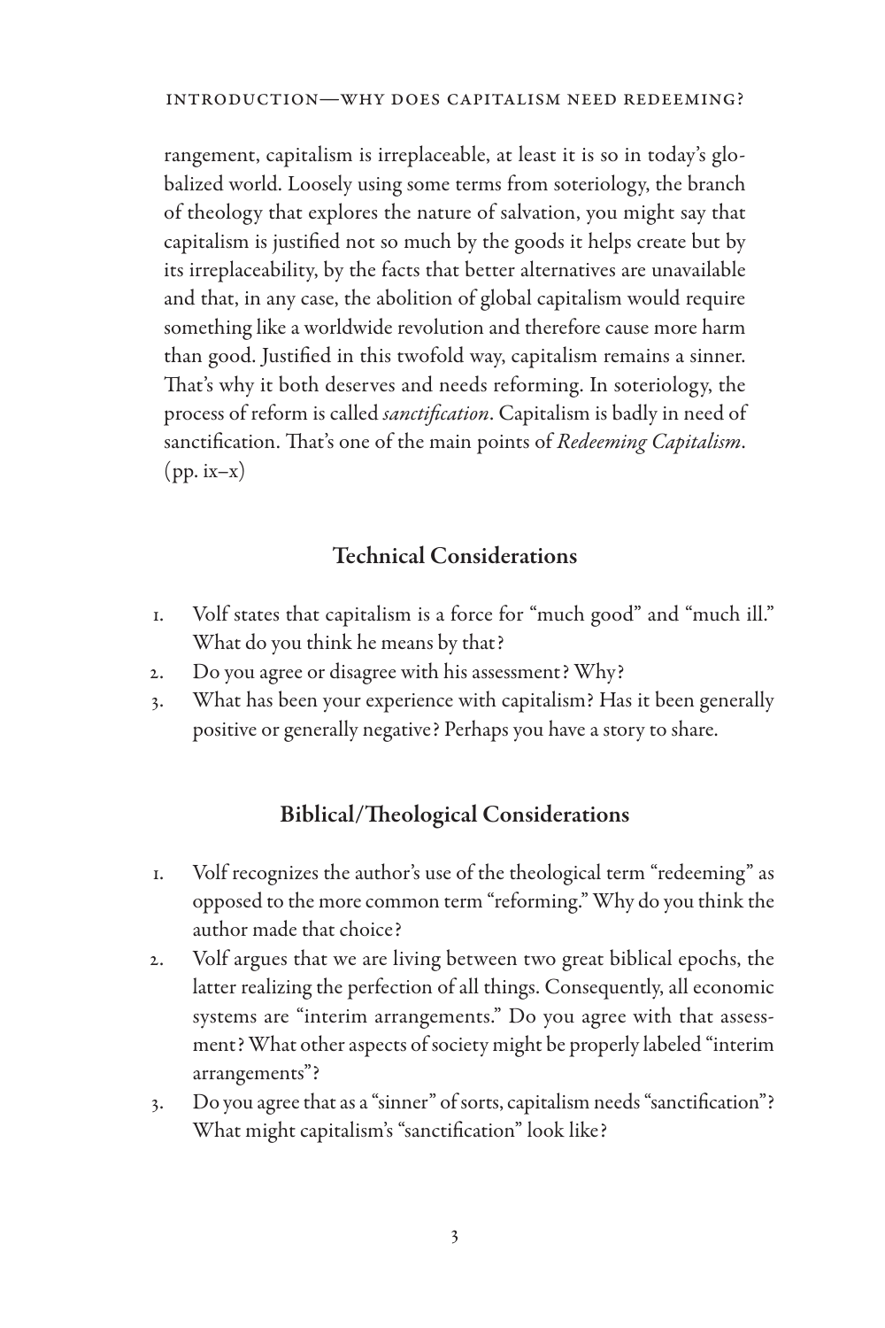rangement, capitalism is irreplaceable, at least it is so in today's globalized world. Loosely using some terms from soteriology, the branch of theology that explores the nature of salvation, you might say that capitalism is justified not so much by the goods it helps create but by its irreplaceability, by the facts that better alternatives are unavailable and that, in any case, the abolition of global capitalism would require something like a worldwide revolution and therefore cause more harm than good. Justified in this twofold way, capitalism remains a sinner. That's why it both deserves and needs reforming. In soteriology, the process of reform is called *sanctification*. Capitalism is badly in need of sanctification. That's one of the main points of *Redeeming Capitalism*. (pp. ix–x)

## Technical Considerations

1. Volf states that capitalism is a force for "much good" and "much ill." What do you think he means by that?
2. Do you agree or disagree with his assessment? Why?
3. What has been your experience with capitalism? Has it been generally positive or generally negative? Perhaps you have a story to share.

## Biblical/Theological Considerations

1. Volf recognizes the author's use of the theological term "redeeming" as opposed to the more common term "reforming." Why do you think the author made that choice?
2. Volf argues that we are living between two great biblical epochs, the latter realizing the perfection of all things. Consequently, all economic systems are "interim arrangements." Do you agree with that assessment? What other aspects of society might be properly labeled "interim arrangements"?
3. Do you agree that as a "sinner" of sorts, capitalism needs "sanctification"? What might capitalism's "sanctification" look like?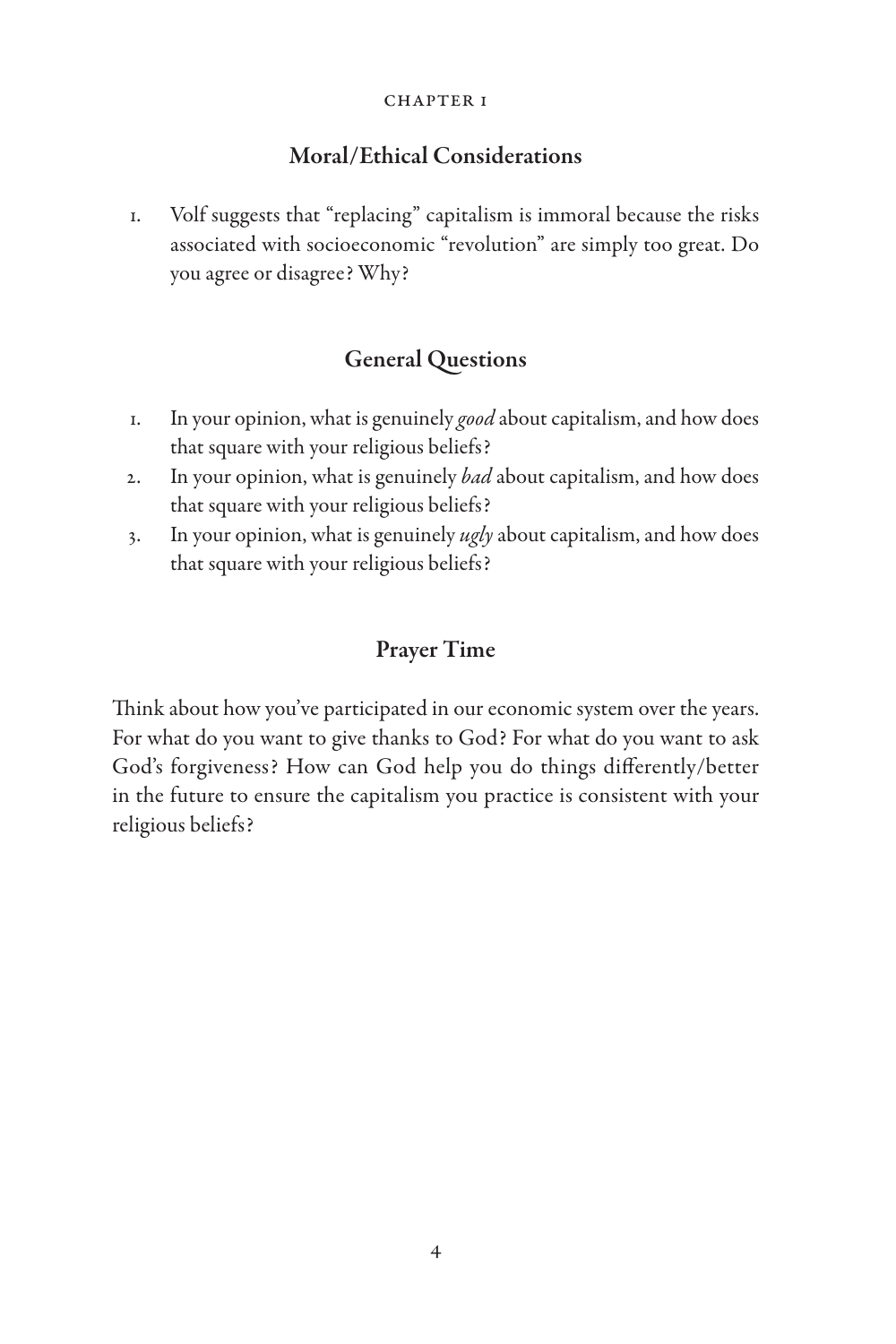CHAPTER 1

## Moral/Ethical Considerations

1. Volf suggests that "replacing" capitalism is immoral because the risks associated with socioeconomic "revolution" are simply too great. Do you agree or disagree? Why?

## General Questions

1. In your opinion, what is genuinely *good* about capitalism, and how does that square with your religious beliefs?
2. In your opinion, what is genuinely *bad* about capitalism, and how does that square with your religious beliefs?
3. In your opinion, what is genuinely *ugly* about capitalism, and how does that square with your religious beliefs?

## Prayer Time

Think about how you've participated in our economic system over the years. For what do you want to give thanks to God? For what do you want to ask God's forgiveness? How can God help you do things differently/better in the future to ensure the capitalism you practice is consistent with your religious beliefs?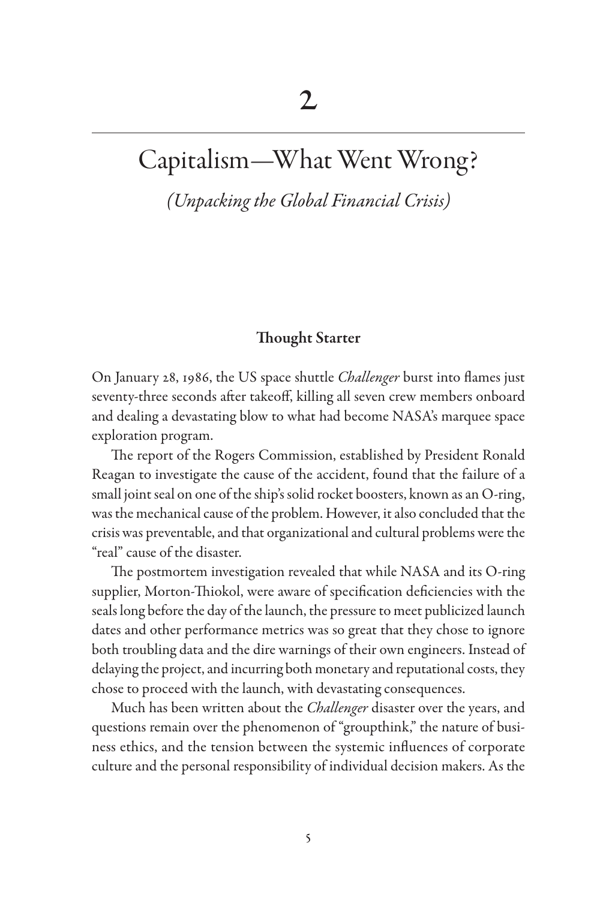# 2

# Capitalism—What Went Wrong?

*(Unpacking the Global Financial Crisis)*

### Thought Starter

On January 28, 1986, the US space shuttle *Challenger* burst into flames just seventy-three seconds after takeoff, killing all seven crew members onboard and dealing a devastating blow to what had become NASA's marquee space exploration program.

The report of the Rogers Commission, established by President Ronald Reagan to investigate the cause of the accident, found that the failure of a small joint seal on one of the ship's solid rocket boosters, known as an O-ring, was the mechanical cause of the problem. However, it also concluded that the crisis was preventable, and that organizational and cultural problems were the "real" cause of the disaster.

The postmortem investigation revealed that while NASA and its O-ring supplier, Morton-Thiokol, were aware of specification deficiencies with the seals long before the day of the launch, the pressure to meet publicized launch dates and other performance metrics was so great that they chose to ignore both troubling data and the dire warnings of their own engineers. Instead of delaying the project, and incurring both monetary and reputational costs, they chose to proceed with the launch, with devastating consequences.

Much has been written about the *Challenger* disaster over the years, and questions remain over the phenomenon of "groupthink," the nature of business ethics, and the tension between the systemic influences of corporate culture and the personal responsibility of individual decision makers. As the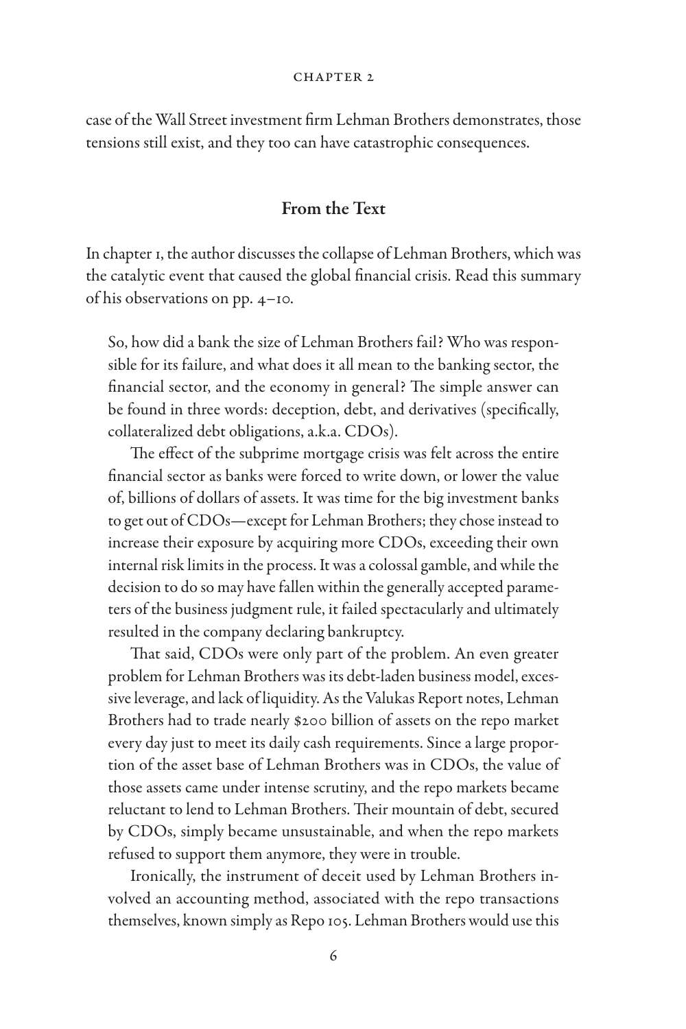case of the Wall Street investment firm Lehman Brothers demonstrates, those tensions still exist, and they too can have catastrophic consequences.

## From the Text

In chapter 1, the author discusses the collapse of Lehman Brothers, which was the catalytic event that caused the global financial crisis. Read this summary of his observations on pp. 4–10.

> So, how did a bank the size of Lehman Brothers fail? Who was responsible for its failure, and what does it all mean to the banking sector, the financial sector, and the economy in general? The simple answer can be found in three words: deception, debt, and derivatives (specifically, collateralized debt obligations, a.k.a. CDOs).
>
> The effect of the subprime mortgage crisis was felt across the entire financial sector as banks were forced to write down, or lower the value of, billions of dollars of assets. It was time for the big investment banks to get out of CDOs—except for Lehman Brothers; they chose instead to increase their exposure by acquiring more CDOs, exceeding their own internal risk limits in the process. It was a colossal gamble, and while the decision to do so may have fallen within the generally accepted parameters of the business judgment rule, it failed spectacularly and ultimately resulted in the company declaring bankruptcy.
>
> That said, CDOs were only part of the problem. An even greater problem for Lehman Brothers was its debt-laden business model, excessive leverage, and lack of liquidity. As the Valukas Report notes, Lehman Brothers had to trade nearly $200 billion of assets on the repo market every day just to meet its daily cash requirements. Since a large proportion of the asset base of Lehman Brothers was in CDOs, the value of those assets came under intense scrutiny, and the repo markets became reluctant to lend to Lehman Brothers. Their mountain of debt, secured by CDOs, simply became unsustainable, and when the repo markets refused to support them anymore, they were in trouble.
>
> Ironically, the instrument of deceit used by Lehman Brothers involved an accounting method, associated with the repo transactions themselves, known simply as Repo 105. Lehman Brothers would use this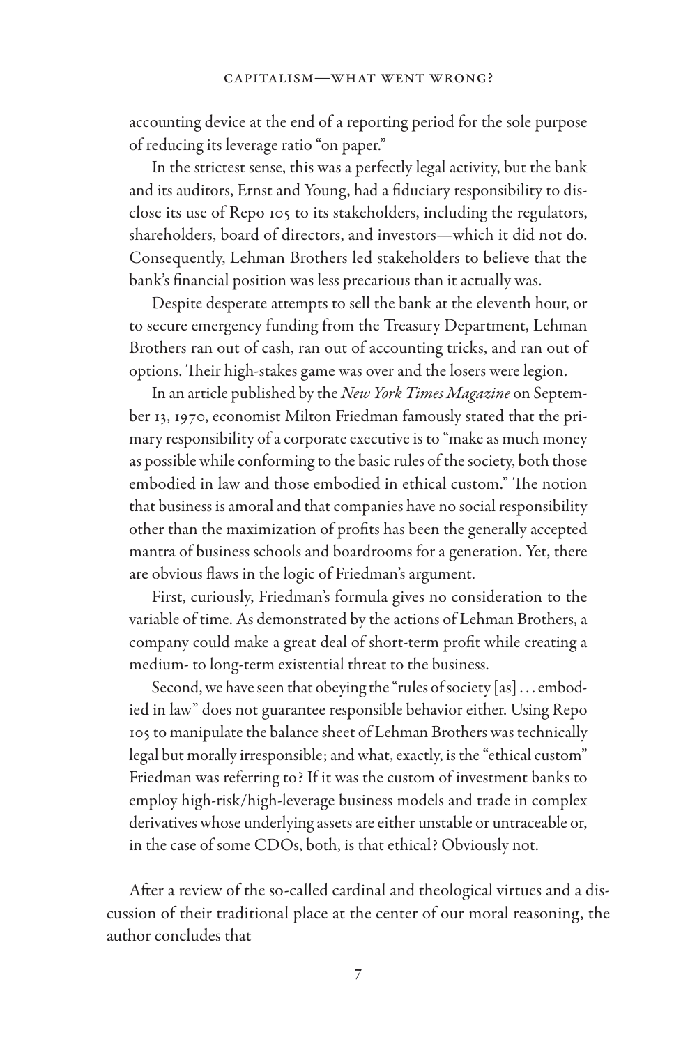accounting device at the end of a reporting period for the sole purpose of reducing its leverage ratio "on paper."

In the strictest sense, this was a perfectly legal activity, but the bank and its auditors, Ernst and Young, had a fiduciary responsibility to disclose its use of Repo 105 to its stakeholders, including the regulators, shareholders, board of directors, and investors—which it did not do. Consequently, Lehman Brothers led stakeholders to believe that the bank's financial position was less precarious than it actually was.

Despite desperate attempts to sell the bank at the eleventh hour, or to secure emergency funding from the Treasury Department, Lehman Brothers ran out of cash, ran out of accounting tricks, and ran out of options. Their high-stakes game was over and the losers were legion.

In an article published by the *New York Times Magazine* on September 13, 1970, economist Milton Friedman famously stated that the primary responsibility of a corporate executive is to "make as much money as possible while conforming to the basic rules of the society, both those embodied in law and those embodied in ethical custom." The notion that business is amoral and that companies have no social responsibility other than the maximization of profits has been the generally accepted mantra of business schools and boardrooms for a generation. Yet, there are obvious flaws in the logic of Friedman's argument.

First, curiously, Friedman's formula gives no consideration to the variable of time. As demonstrated by the actions of Lehman Brothers, a company could make a great deal of short-term profit while creating a medium- to long-term existential threat to the business.

Second, we have seen that obeying the "rules of society [as] . . . embodied in law" does not guarantee responsible behavior either. Using Repo 105 to manipulate the balance sheet of Lehman Brothers was technically legal but morally irresponsible; and what, exactly, is the "ethical custom" Friedman was referring to? If it was the custom of investment banks to employ high-risk/high-leverage business models and trade in complex derivatives whose underlying assets are either unstable or untraceable or, in the case of some CDOs, both, is that ethical? Obviously not.

After a review of the so-called cardinal and theological virtues and a discussion of their traditional place at the center of our moral reasoning, the author concludes that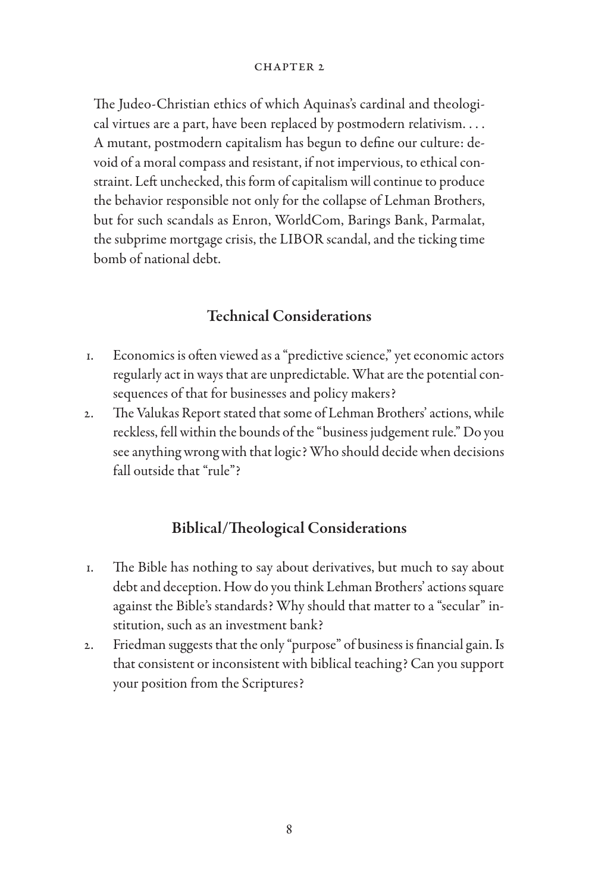The Judeo-Christian ethics of which Aquinas's cardinal and theological virtues are a part, have been replaced by postmodern relativism. . . . A mutant, postmodern capitalism has begun to define our culture: devoid of a moral compass and resistant, if not impervious, to ethical constraint. Left unchecked, this form of capitalism will continue to produce the behavior responsible not only for the collapse of Lehman Brothers, but for such scandals as Enron, WorldCom, Barings Bank, Parmalat, the subprime mortgage crisis, the LIBOR scandal, and the ticking time bomb of national debt.

## Technical Considerations

1. Economics is often viewed as a "predictive science," yet economic actors regularly act in ways that are unpredictable. What are the potential consequences of that for businesses and policy makers?
2. The Valukas Report stated that some of Lehman Brothers' actions, while reckless, fell within the bounds of the "business judgement rule." Do you see anything wrong with that logic? Who should decide when decisions fall outside that "rule"?

## Biblical/Theological Considerations

1. The Bible has nothing to say about derivatives, but much to say about debt and deception. How do you think Lehman Brothers' actions square against the Bible's standards? Why should that matter to a "secular" institution, such as an investment bank?
2. Friedman suggests that the only "purpose" of business is financial gain. Is that consistent or inconsistent with biblical teaching? Can you support your position from the Scriptures?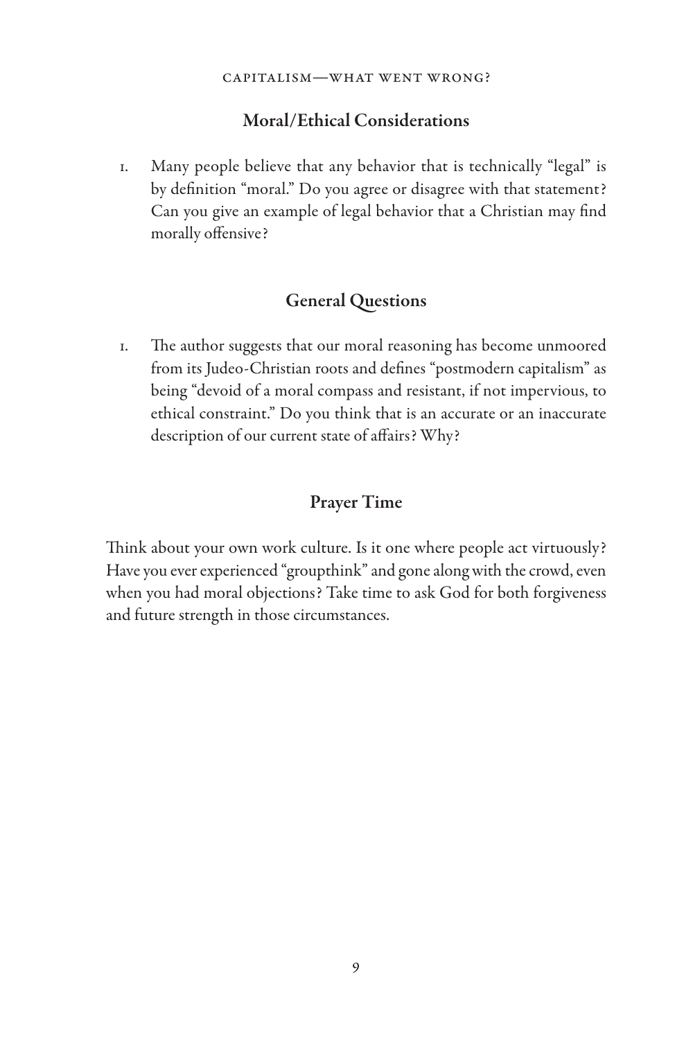### Moral/Ethical Considerations

1. Many people believe that any behavior that is technically "legal" is by definition "moral." Do you agree or disagree with that statement? Can you give an example of legal behavior that a Christian may find morally offensive?

### General Questions

1. The author suggests that our moral reasoning has become unmoored from its Judeo-Christian roots and defines "postmodern capitalism" as being "devoid of a moral compass and resistant, if not impervious, to ethical constraint." Do you think that is an accurate or an inaccurate description of our current state of affairs? Why?

### Prayer Time

Think about your own work culture. Is it one where people act virtuously? Have you ever experienced "groupthink" and gone along with the crowd, even when you had moral objections? Take time to ask God for both forgiveness and future strength in those circumstances.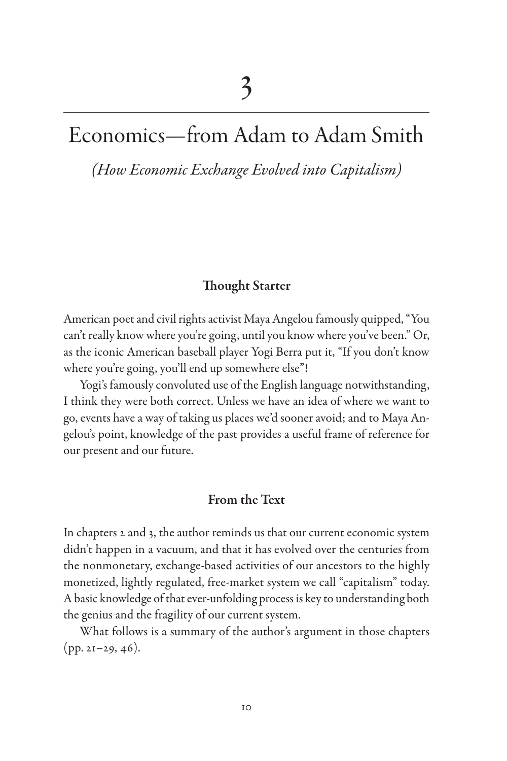# 3

# Economics—from Adam to Adam Smith

*(How Economic Exchange Evolved into Capitalism)*

### Thought Starter

American poet and civil rights activist Maya Angelou famously quipped, "You can't really know where you're going, until you know where you've been." Or, as the iconic American baseball player Yogi Berra put it, "If you don't know where you're going, you'll end up somewhere else"!

Yogi's famously convoluted use of the English language notwithstanding, I think they were both correct. Unless we have an idea of where we want to go, events have a way of taking us places we'd sooner avoid; and to Maya Angelou's point, knowledge of the past provides a useful frame of reference for our present and our future.

### From the Text

In chapters 2 and 3, the author reminds us that our current economic system didn't happen in a vacuum, and that it has evolved over the centuries from the nonmonetary, exchange-based activities of our ancestors to the highly monetized, lightly regulated, free-market system we call "capitalism" today. A basic knowledge of that ever-unfolding process is key to understanding both the genius and the fragility of our current system.

What follows is a summary of the author's argument in those chapters (pp. 21–29, 46).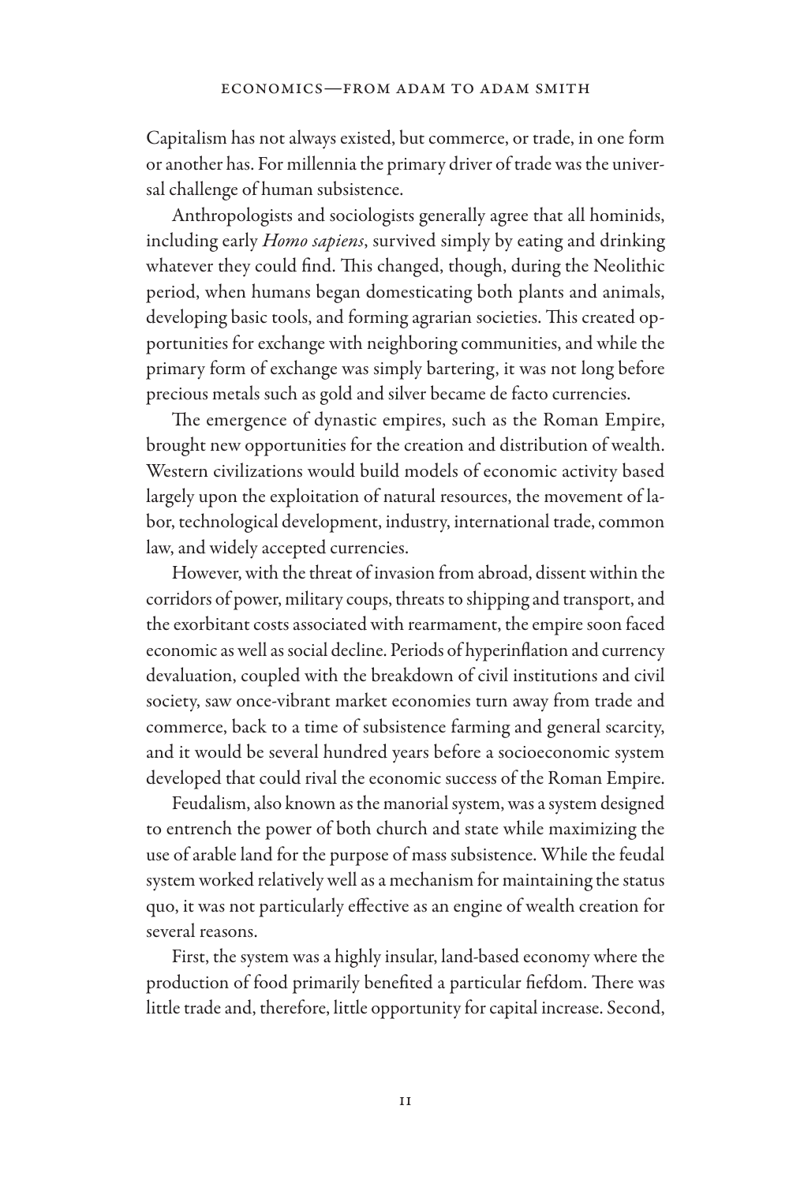Capitalism has not always existed, but commerce, or trade, in one form or another has. For millennia the primary driver of trade was the universal challenge of human subsistence.

Anthropologists and sociologists generally agree that all hominids, including early *Homo sapiens*, survived simply by eating and drinking whatever they could find. This changed, though, during the Neolithic period, when humans began domesticating both plants and animals, developing basic tools, and forming agrarian societies. This created opportunities for exchange with neighboring communities, and while the primary form of exchange was simply bartering, it was not long before precious metals such as gold and silver became de facto currencies.

The emergence of dynastic empires, such as the Roman Empire, brought new opportunities for the creation and distribution of wealth. Western civilizations would build models of economic activity based largely upon the exploitation of natural resources, the movement of labor, technological development, industry, international trade, common law, and widely accepted currencies.

However, with the threat of invasion from abroad, dissent within the corridors of power, military coups, threats to shipping and transport, and the exorbitant costs associated with rearmament, the empire soon faced economic as well as social decline. Periods of hyperinflation and currency devaluation, coupled with the breakdown of civil institutions and civil society, saw once-vibrant market economies turn away from trade and commerce, back to a time of subsistence farming and general scarcity, and it would be several hundred years before a socioeconomic system developed that could rival the economic success of the Roman Empire.

Feudalism, also known as the manorial system, was a system designed to entrench the power of both church and state while maximizing the use of arable land for the purpose of mass subsistence. While the feudal system worked relatively well as a mechanism for maintaining the status quo, it was not particularly effective as an engine of wealth creation for several reasons.

First, the system was a highly insular, land-based economy where the production of food primarily benefited a particular fiefdom. There was little trade and, therefore, little opportunity for capital increase. Second,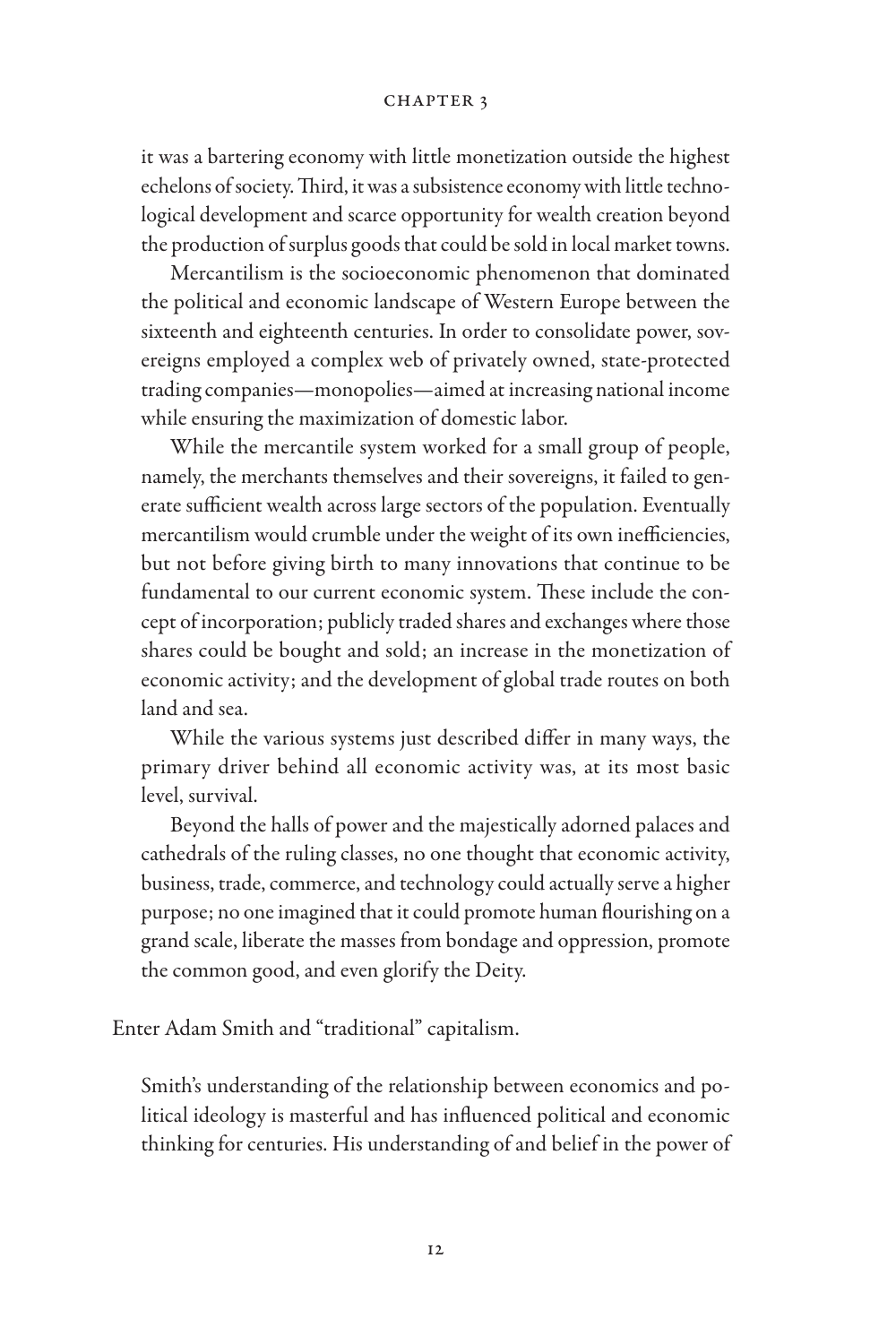it was a bartering economy with little monetization outside the highest echelons of society. Third, it was a subsistence economy with little technological development and scarce opportunity for wealth creation beyond the production of surplus goods that could be sold in local market towns.

Mercantilism is the socioeconomic phenomenon that dominated the political and economic landscape of Western Europe between the sixteenth and eighteenth centuries. In order to consolidate power, sovereigns employed a complex web of privately owned, state-protected trading companies—monopolies—aimed at increasing national income while ensuring the maximization of domestic labor.

While the mercantile system worked for a small group of people, namely, the merchants themselves and their sovereigns, it failed to generate sufficient wealth across large sectors of the population. Eventually mercantilism would crumble under the weight of its own inefficiencies, but not before giving birth to many innovations that continue to be fundamental to our current economic system. These include the concept of incorporation; publicly traded shares and exchanges where those shares could be bought and sold; an increase in the monetization of economic activity; and the development of global trade routes on both land and sea.

While the various systems just described differ in many ways, the primary driver behind all economic activity was, at its most basic level, survival.

Beyond the halls of power and the majestically adorned palaces and cathedrals of the ruling classes, no one thought that economic activity, business, trade, commerce, and technology could actually serve a higher purpose; no one imagined that it could promote human flourishing on a grand scale, liberate the masses from bondage and oppression, promote the common good, and even glorify the Deity.

Enter Adam Smith and "traditional" capitalism.

Smith's understanding of the relationship between economics and political ideology is masterful and has influenced political and economic thinking for centuries. His understanding of and belief in the power of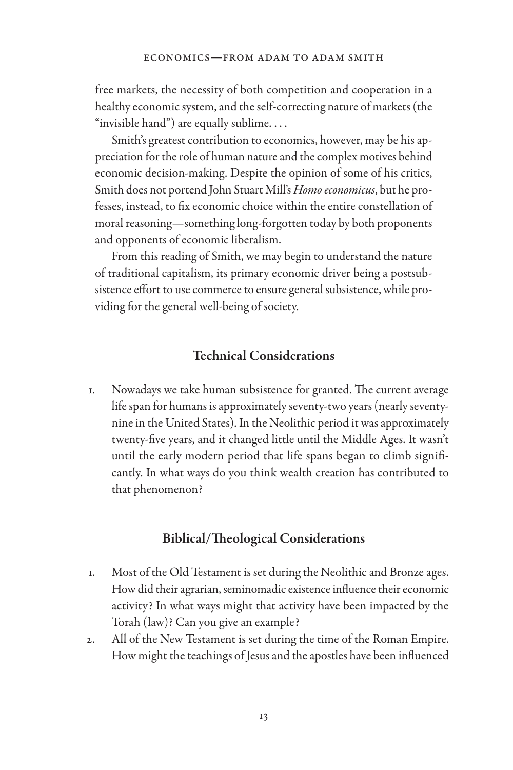free markets, the necessity of both competition and cooperation in a healthy economic system, and the self-correcting nature of markets (the "invisible hand") are equally sublime. . . .

Smith's greatest contribution to economics, however, may be his appreciation for the role of human nature and the complex motives behind economic decision-making. Despite the opinion of some of his critics, Smith does not portend John Stuart Mill's *Homo economicus*, but he professes, instead, to fix economic choice within the entire constellation of moral reasoning—something long-forgotten today by both proponents and opponents of economic liberalism.

From this reading of Smith, we may begin to understand the nature of traditional capitalism, its primary economic driver being a postsubsistence effort to use commerce to ensure general subsistence, while providing for the general well-being of society.

## Technical Considerations

1. Nowadays we take human subsistence for granted. The current average life span for humans is approximately seventy-two years (nearly seventy-nine in the United States). In the Neolithic period it was approximately twenty-five years, and it changed little until the Middle Ages. It wasn't until the early modern period that life spans began to climb significantly. In what ways do you think wealth creation has contributed to that phenomenon?

## Biblical/Theological Considerations

1. Most of the Old Testament is set during the Neolithic and Bronze ages. How did their agrarian, seminomadic existence influence their economic activity? In what ways might that activity have been impacted by the Torah (law)? Can you give an example?
2. All of the New Testament is set during the time of the Roman Empire. How might the teachings of Jesus and the apostles have been influenced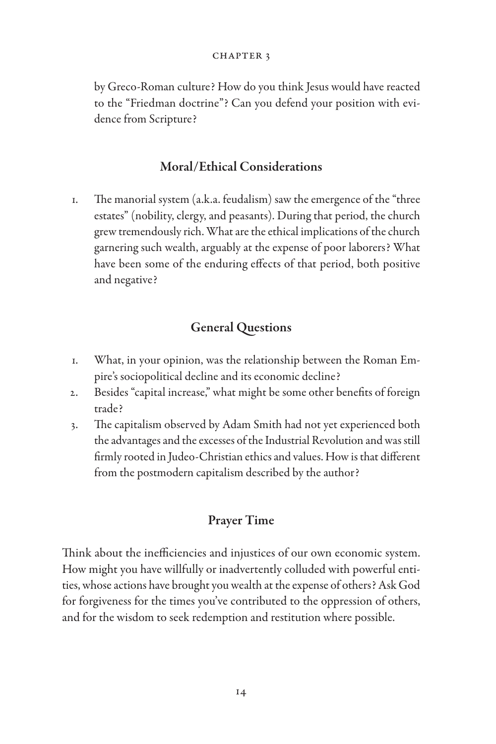by Greco-Roman culture? How do you think Jesus would have reacted to the "Friedman doctrine"? Can you defend your position with evidence from Scripture?

## Moral/Ethical Considerations

1. The manorial system (a.k.a. feudalism) saw the emergence of the "three estates" (nobility, clergy, and peasants). During that period, the church grew tremendously rich. What are the ethical implications of the church garnering such wealth, arguably at the expense of poor laborers? What have been some of the enduring effects of that period, both positive and negative?

## General Questions

1. What, in your opinion, was the relationship between the Roman Empire's sociopolitical decline and its economic decline?
2. Besides "capital increase," what might be some other benefits of foreign trade?
3. The capitalism observed by Adam Smith had not yet experienced both the advantages and the excesses of the Industrial Revolution and was still firmly rooted in Judeo-Christian ethics and values. How is that different from the postmodern capitalism described by the author?

## Prayer Time

Think about the inefficiencies and injustices of our own economic system. How might you have willfully or inadvertently colluded with powerful entities, whose actions have brought you wealth at the expense of others? Ask God for forgiveness for the times you've contributed to the oppression of others, and for the wisdom to seek redemption and restitution where possible.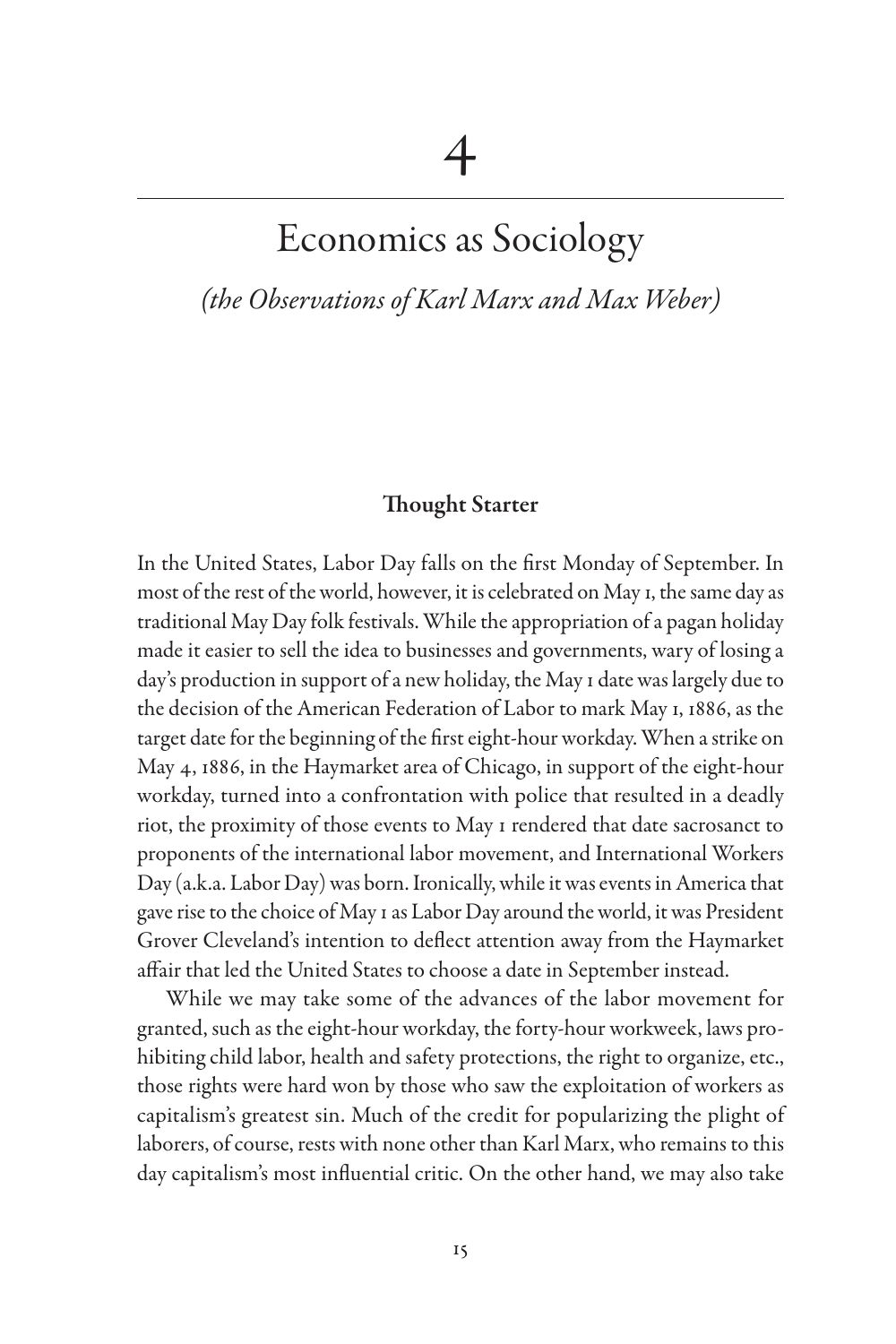# 4

# Economics as Sociology

*(the Observations of Karl Marx and Max Weber)*

### Thought Starter

In the United States, Labor Day falls on the first Monday of September. In most of the rest of the world, however, it is celebrated on May 1, the same day as traditional May Day folk festivals. While the appropriation of a pagan holiday made it easier to sell the idea to businesses and governments, wary of losing a day's production in support of a new holiday, the May 1 date was largely due to the decision of the American Federation of Labor to mark May 1, 1886, as the target date for the beginning of the first eight-hour workday. When a strike on May 4, 1886, in the Haymarket area of Chicago, in support of the eight-hour workday, turned into a confrontation with police that resulted in a deadly riot, the proximity of those events to May 1 rendered that date sacrosanct to proponents of the international labor movement, and International Workers Day (a.k.a. Labor Day) was born. Ironically, while it was events in America that gave rise to the choice of May 1 as Labor Day around the world, it was President Grover Cleveland's intention to deflect attention away from the Haymarket affair that led the United States to choose a date in September instead.

While we may take some of the advances of the labor movement for granted, such as the eight-hour workday, the forty-hour workweek, laws prohibiting child labor, health and safety protections, the right to organize, etc., those rights were hard won by those who saw the exploitation of workers as capitalism's greatest sin. Much of the credit for popularizing the plight of laborers, of course, rests with none other than Karl Marx, who remains to this day capitalism's most influential critic. On the other hand, we may also take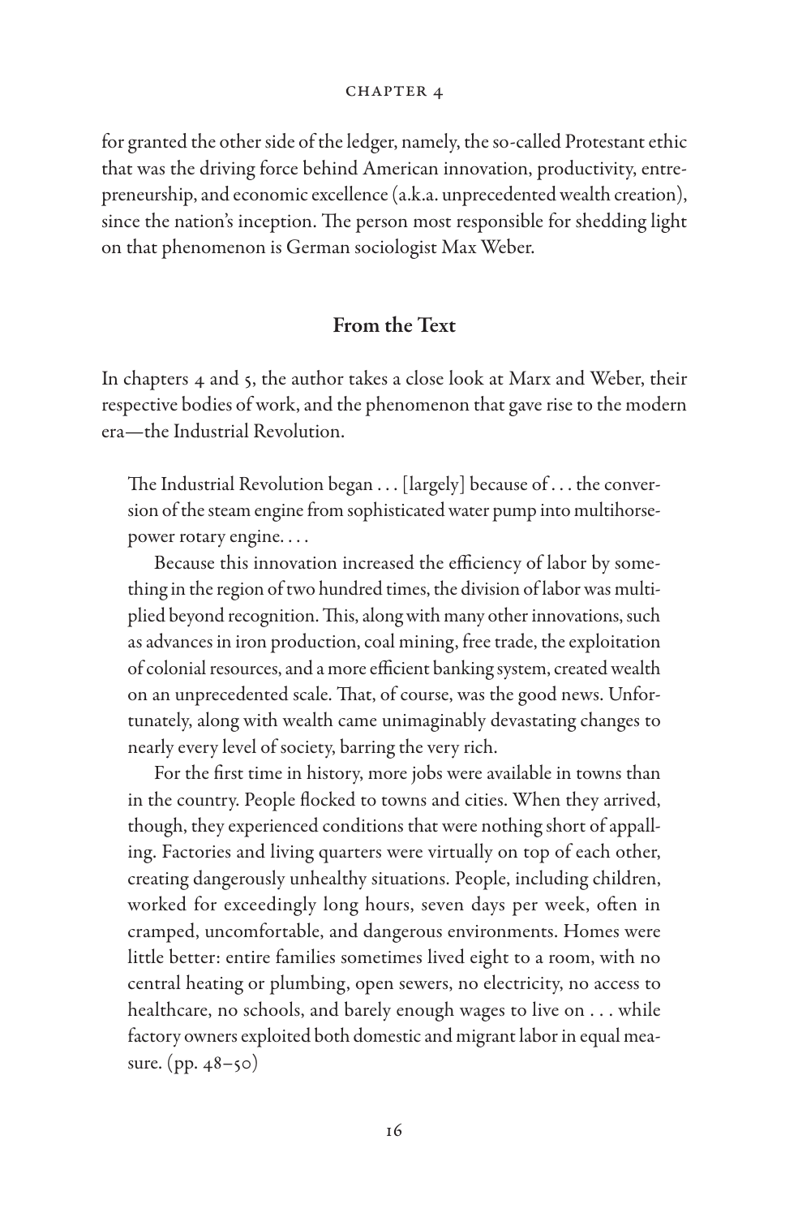for granted the other side of the ledger, namely, the so-called Protestant ethic that was the driving force behind American innovation, productivity, entrepreneurship, and economic excellence (a.k.a. unprecedented wealth creation), since the nation's inception. The person most responsible for shedding light on that phenomenon is German sociologist Max Weber.

## From the Text

In chapters 4 and 5, the author takes a close look at Marx and Weber, their respective bodies of work, and the phenomenon that gave rise to the modern era—the Industrial Revolution.

> The Industrial Revolution began . . . [largely] because of . . . the conversion of the steam engine from sophisticated water pump into multihorsepower rotary engine. . . .
>
> Because this innovation increased the efficiency of labor by something in the region of two hundred times, the division of labor was multiplied beyond recognition. This, along with many other innovations, such as advances in iron production, coal mining, free trade, the exploitation of colonial resources, and a more efficient banking system, created wealth on an unprecedented scale. That, of course, was the good news. Unfortunately, along with wealth came unimaginably devastating changes to nearly every level of society, barring the very rich.
>
> For the first time in history, more jobs were available in towns than in the country. People flocked to towns and cities. When they arrived, though, they experienced conditions that were nothing short of appalling. Factories and living quarters were virtually on top of each other, creating dangerously unhealthy situations. People, including children, worked for exceedingly long hours, seven days per week, often in cramped, uncomfortable, and dangerous environments. Homes were little better: entire families sometimes lived eight to a room, with no central heating or plumbing, open sewers, no electricity, no access to healthcare, no schools, and barely enough wages to live on . . . while factory owners exploited both domestic and migrant labor in equal measure. (pp. 48–50)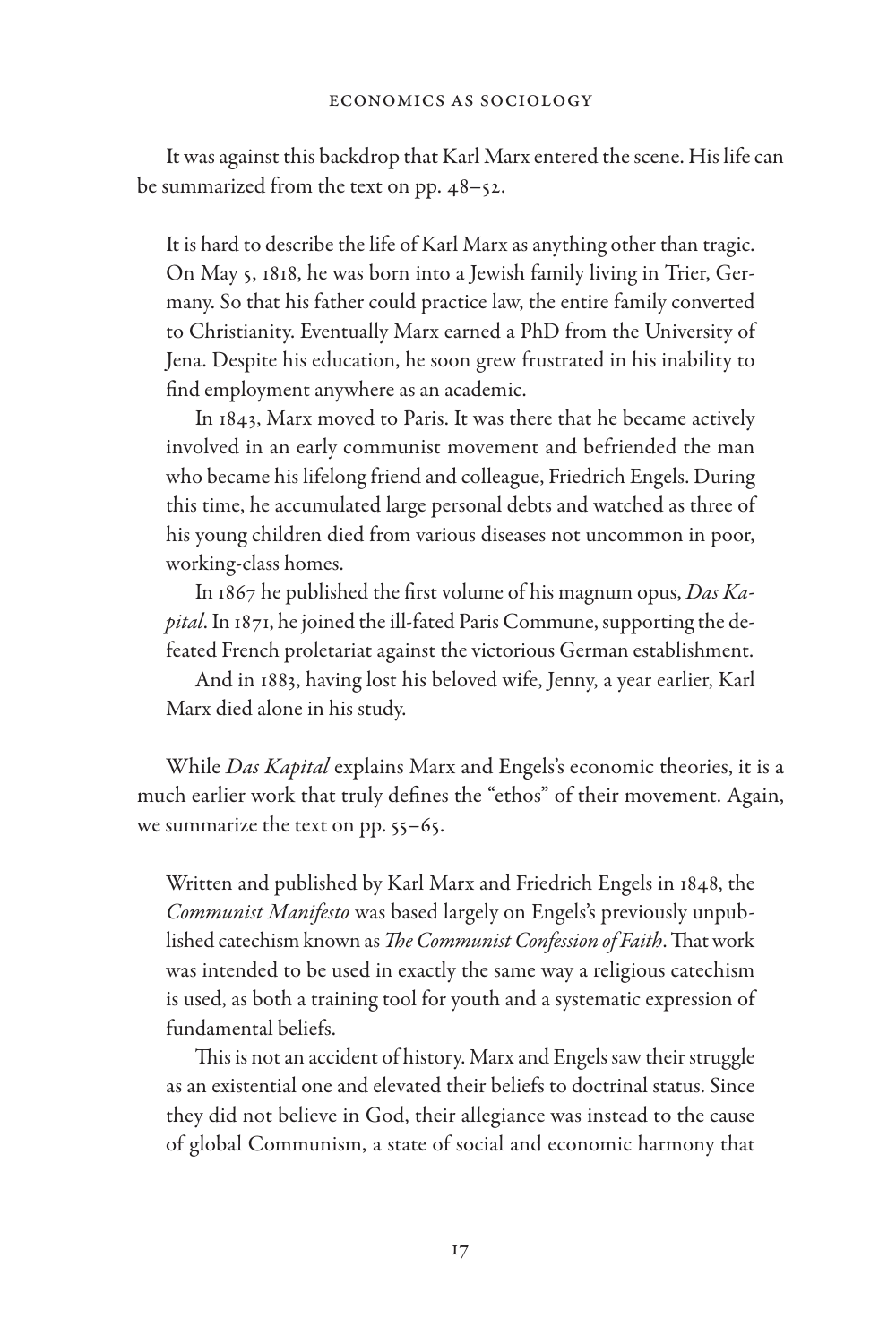It was against this backdrop that Karl Marx entered the scene. His life can be summarized from the text on pp. 48–52.

> It is hard to describe the life of Karl Marx as anything other than tragic. On May 5, 1818, he was born into a Jewish family living in Trier, Germany. So that his father could practice law, the entire family converted to Christianity. Eventually Marx earned a PhD from the University of Jena. Despite his education, he soon grew frustrated in his inability to find employment anywhere as an academic.
>
> In 1843, Marx moved to Paris. It was there that he became actively involved in an early communist movement and befriended the man who became his lifelong friend and colleague, Friedrich Engels. During this time, he accumulated large personal debts and watched as three of his young children died from various diseases not uncommon in poor, working-class homes.
>
> In 1867 he published the first volume of his magnum opus, *Das Kapital*. In 1871, he joined the ill-fated Paris Commune, supporting the defeated French proletariat against the victorious German establishment.
>
> And in 1883, having lost his beloved wife, Jenny, a year earlier, Karl Marx died alone in his study.

While *Das Kapital* explains Marx and Engels's economic theories, it is a much earlier work that truly defines the "ethos" of their movement. Again, we summarize the text on pp. 55–65.

> Written and published by Karl Marx and Friedrich Engels in 1848, the *Communist Manifesto* was based largely on Engels's previously unpublished catechism known as *The Communist Confession of Faith*. That work was intended to be used in exactly the same way a religious catechism is used, as both a training tool for youth and a systematic expression of fundamental beliefs.
>
> This is not an accident of history. Marx and Engels saw their struggle as an existential one and elevated their beliefs to doctrinal status. Since they did not believe in God, their allegiance was instead to the cause of global Communism, a state of social and economic harmony that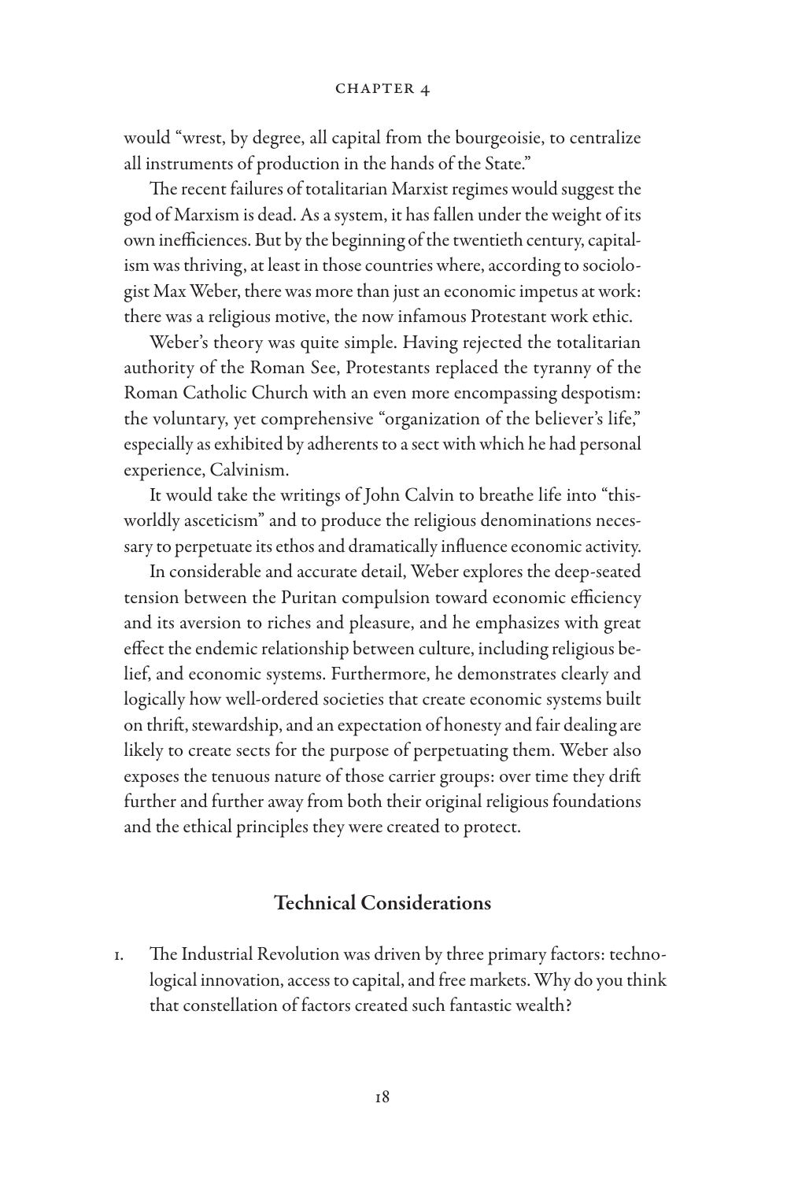would "wrest, by degree, all capital from the bourgeoisie, to centralize all instruments of production in the hands of the State."

The recent failures of totalitarian Marxist regimes would suggest the god of Marxism is dead. As a system, it has fallen under the weight of its own inefficiences. But by the beginning of the twentieth century, capitalism was thriving, at least in those countries where, according to sociologist Max Weber, there was more than just an economic impetus at work: there was a religious motive, the now infamous Protestant work ethic.

Weber's theory was quite simple. Having rejected the totalitarian authority of the Roman See, Protestants replaced the tyranny of the Roman Catholic Church with an even more encompassing despotism: the voluntary, yet comprehensive "organization of the believer's life," especially as exhibited by adherents to a sect with which he had personal experience, Calvinism.

It would take the writings of John Calvin to breathe life into "this-worldly asceticism" and to produce the religious denominations necessary to perpetuate its ethos and dramatically influence economic activity.

In considerable and accurate detail, Weber explores the deep-seated tension between the Puritan compulsion toward economic efficiency and its aversion to riches and pleasure, and he emphasizes with great effect the endemic relationship between culture, including religious belief, and economic systems. Furthermore, he demonstrates clearly and logically how well-ordered societies that create economic systems built on thrift, stewardship, and an expectation of honesty and fair dealing are likely to create sects for the purpose of perpetuating them. Weber also exposes the tenuous nature of those carrier groups: over time they drift further and further away from both their original religious foundations and the ethical principles they were created to protect.

## Technical Considerations

1. The Industrial Revolution was driven by three primary factors: technological innovation, access to capital, and free markets. Why do you think that constellation of factors created such fantastic wealth?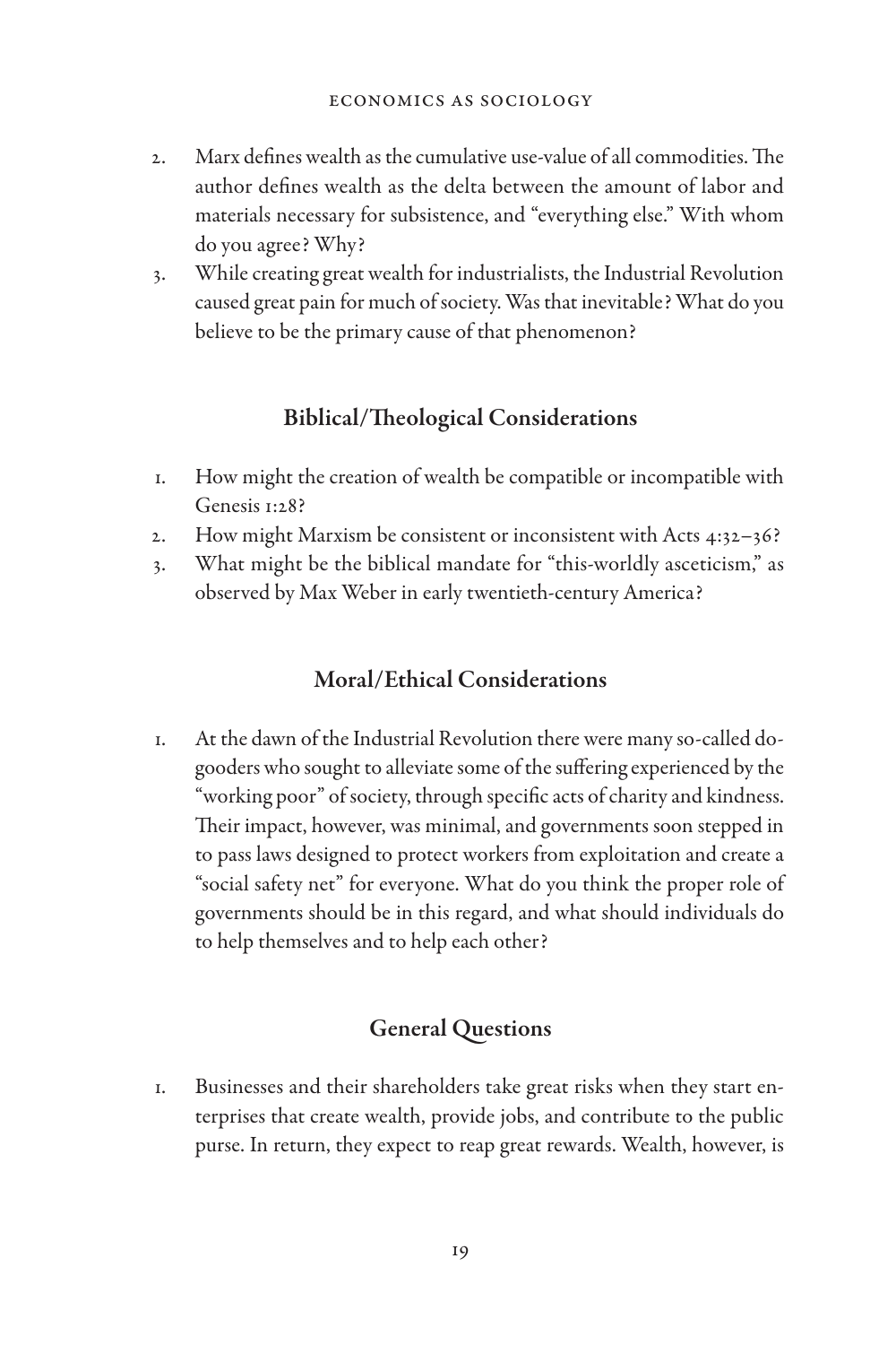2. Marx defines wealth as the cumulative use-value of all commodities. The author defines wealth as the delta between the amount of labor and materials necessary for subsistence, and "everything else." With whom do you agree? Why?
3. While creating great wealth for industrialists, the Industrial Revolution caused great pain for much of society. Was that inevitable? What do you believe to be the primary cause of that phenomenon?

## Biblical/Theological Considerations

1. How might the creation of wealth be compatible or incompatible with Genesis 1:28?
2. How might Marxism be consistent or inconsistent with Acts 4:32–36?
3. What might be the biblical mandate for "this-worldly asceticism," as observed by Max Weber in early twentieth-century America?

## Moral/Ethical Considerations

1. At the dawn of the Industrial Revolution there were many so-called do-gooders who sought to alleviate some of the suffering experienced by the "working poor" of society, through specific acts of charity and kindness. Their impact, however, was minimal, and governments soon stepped in to pass laws designed to protect workers from exploitation and create a "social safety net" for everyone. What do you think the proper role of governments should be in this regard, and what should individuals do to help themselves and to help each other?

## General Questions

1. Businesses and their shareholders take great risks when they start enterprises that create wealth, provide jobs, and contribute to the public purse. In return, they expect to reap great rewards. Wealth, however, is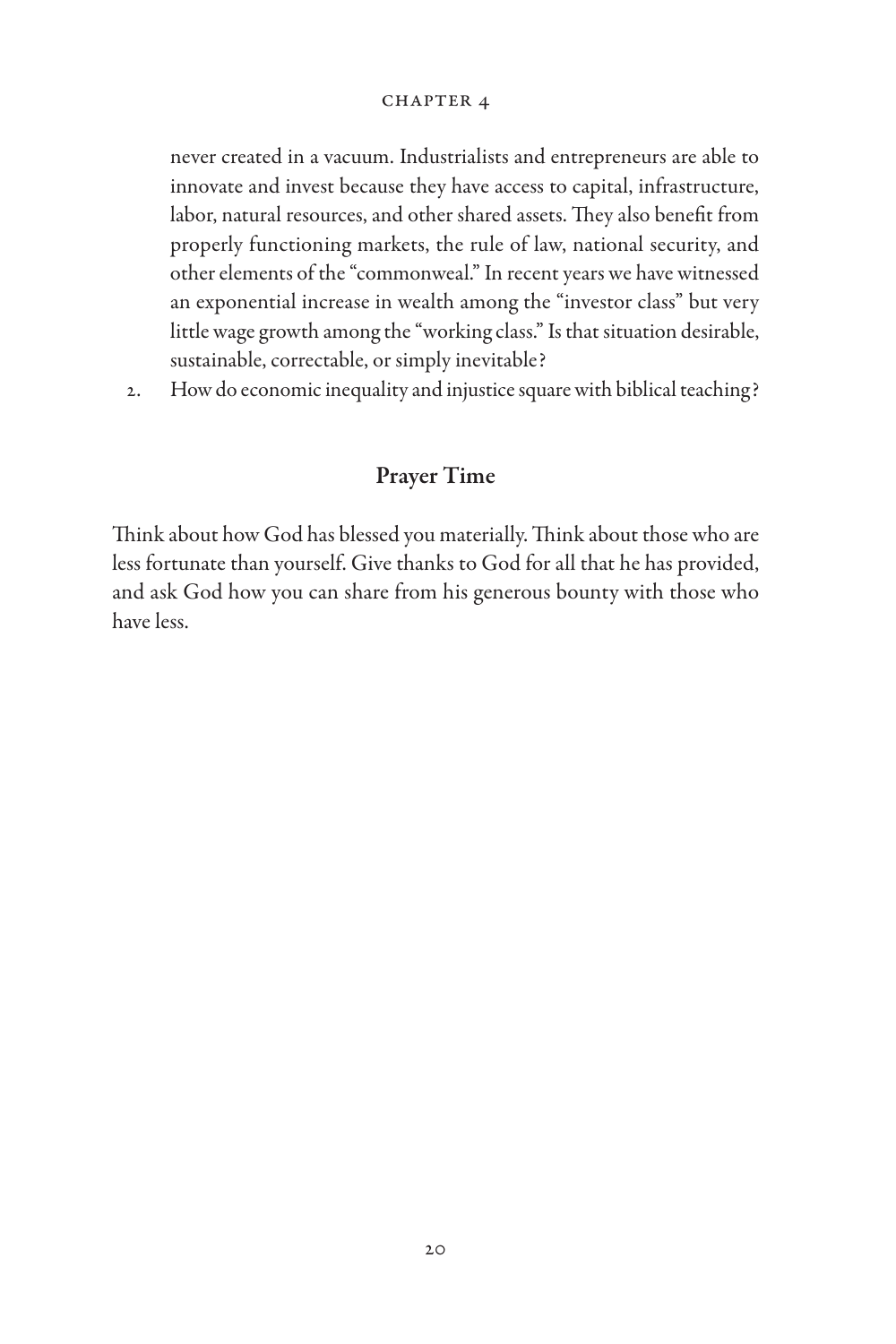never created in a vacuum. Industrialists and entrepreneurs are able to innovate and invest because they have access to capital, infrastructure, labor, natural resources, and other shared assets. They also benefit from properly functioning markets, the rule of law, national security, and other elements of the "commonweal." In recent years we have witnessed an exponential increase in wealth among the "investor class" but very little wage growth among the "working class." Is that situation desirable, sustainable, correctable, or simply inevitable?

2. How do economic inequality and injustice square with biblical teaching?

## Prayer Time

Think about how God has blessed you materially. Think about those who are less fortunate than yourself. Give thanks to God for all that he has provided, and ask God how you can share from his generous bounty with those who have less.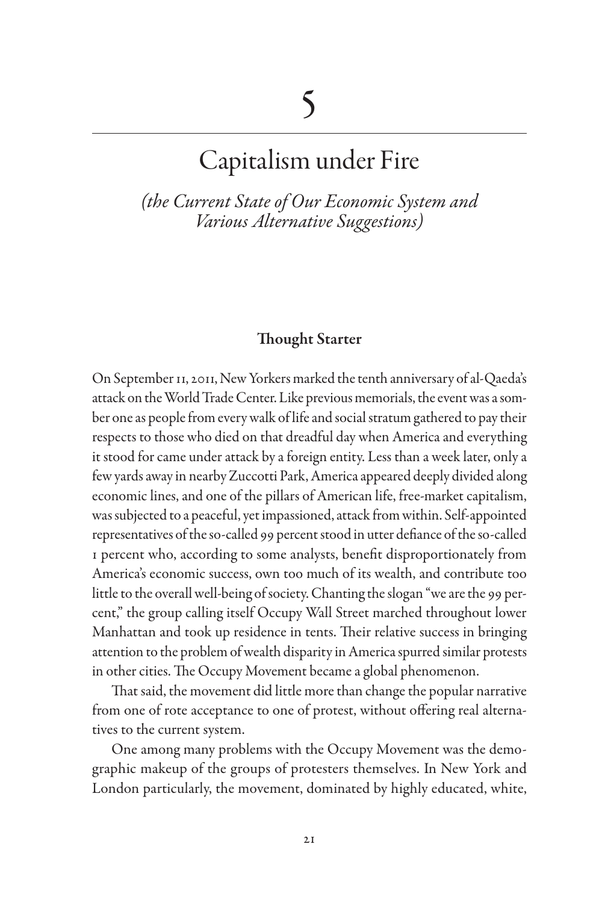# 5

# Capitalism under Fire

*(the Current State of Our Economic System and Various Alternative Suggestions)*

### Thought Starter

On September 11, 2011, New Yorkers marked the tenth anniversary of al-Qaeda's attack on the World Trade Center. Like previous memorials, the event was a somber one as people from every walk of life and social stratum gathered to pay their respects to those who died on that dreadful day when America and everything it stood for came under attack by a foreign entity. Less than a week later, only a few yards away in nearby Zuccotti Park, America appeared deeply divided along economic lines, and one of the pillars of American life, free-market capitalism, was subjected to a peaceful, yet impassioned, attack from within. Self-appointed representatives of the so-called 99 percent stood in utter defiance of the so-called 1 percent who, according to some analysts, benefit disproportionately from America's economic success, own too much of its wealth, and contribute too little to the overall well-being of society. Chanting the slogan "we are the 99 percent," the group calling itself Occupy Wall Street marched throughout lower Manhattan and took up residence in tents. Their relative success in bringing attention to the problem of wealth disparity in America spurred similar protests in other cities. The Occupy Movement became a global phenomenon.

That said, the movement did little more than change the popular narrative from one of rote acceptance to one of protest, without offering real alternatives to the current system.

One among many problems with the Occupy Movement was the demographic makeup of the groups of protesters themselves. In New York and London particularly, the movement, dominated by highly educated, white,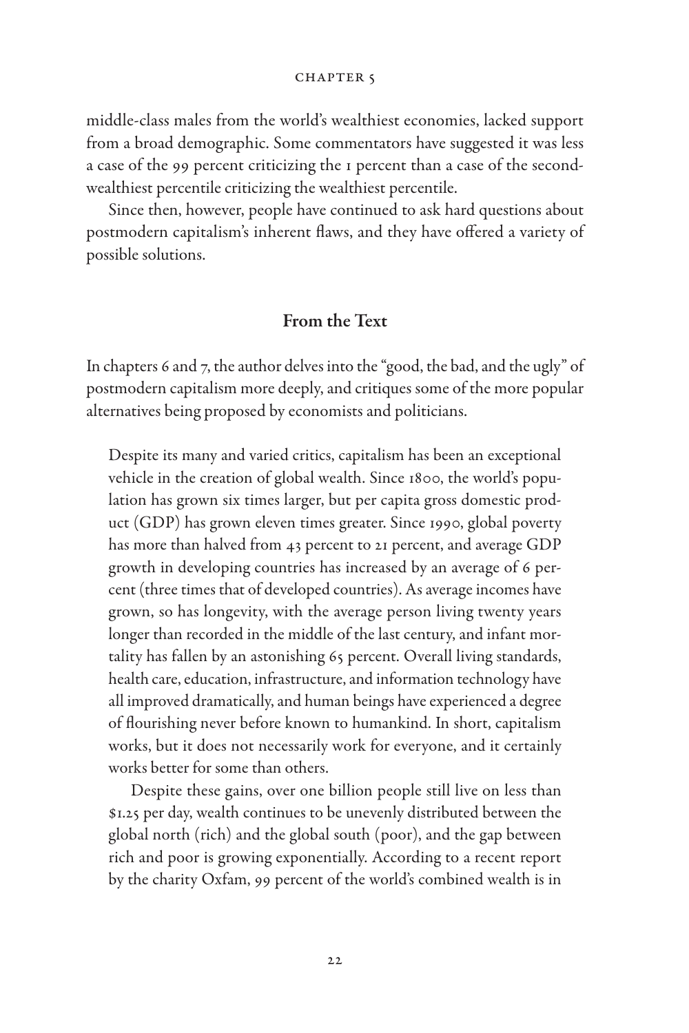middle-class males from the world's wealthiest economies, lacked support from a broad demographic. Some commentators have suggested it was less a case of the 99 percent criticizing the 1 percent than a case of the second-wealthiest percentile criticizing the wealthiest percentile.

Since then, however, people have continued to ask hard questions about postmodern capitalism's inherent flaws, and they have offered a variety of possible solutions.

## From the Text

In chapters 6 and 7, the author delves into the "good, the bad, and the ugly" of postmodern capitalism more deeply, and critiques some of the more popular alternatives being proposed by economists and politicians.

> Despite its many and varied critics, capitalism has been an exceptional vehicle in the creation of global wealth. Since 1800, the world's population has grown six times larger, but per capita gross domestic product (GDP) has grown eleven times greater. Since 1990, global poverty has more than halved from 43 percent to 21 percent, and average GDP growth in developing countries has increased by an average of 6 percent (three times that of developed countries). As average incomes have grown, so has longevity, with the average person living twenty years longer than recorded in the middle of the last century, and infant mortality has fallen by an astonishing 65 percent. Overall living standards, health care, education, infrastructure, and information technology have all improved dramatically, and human beings have experienced a degree of flourishing never before known to humankind. In short, capitalism works, but it does not necessarily work for everyone, and it certainly works better for some than others.
>
> Despite these gains, over one billion people still live on less than \$1.25 per day, wealth continues to be unevenly distributed between the global north (rich) and the global south (poor), and the gap between rich and poor is growing exponentially. According to a recent report by the charity Oxfam, 99 percent of the world's combined wealth is in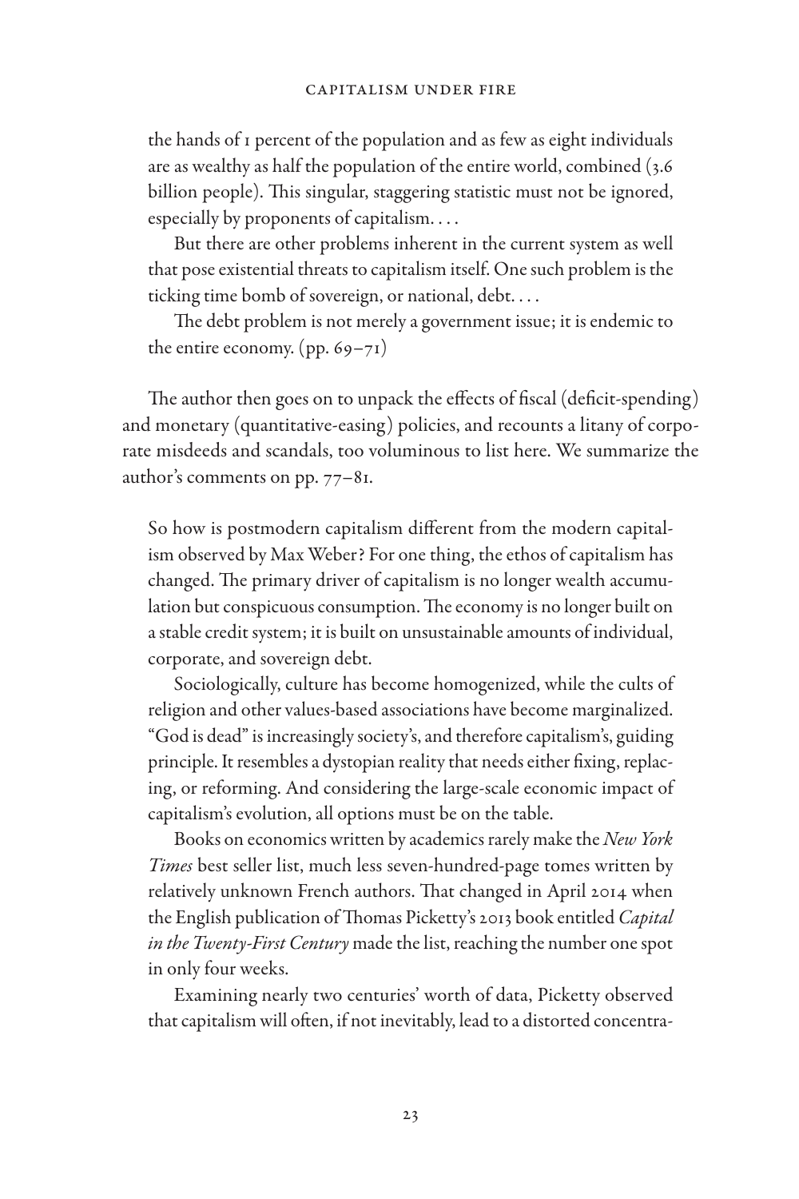the hands of 1 percent of the population and as few as eight individuals are as wealthy as half the population of the entire world, combined (3.6 billion people). This singular, staggering statistic must not be ignored, especially by proponents of capitalism. . . .

> But there are other problems inherent in the current system as well that pose existential threats to capitalism itself. One such problem is the ticking time bomb of sovereign, or national, debt. . . .
>
> The debt problem is not merely a government issue; it is endemic to the entire economy. (pp. 69–71)

The author then goes on to unpack the effects of fiscal (deficit-spending) and monetary (quantitative-easing) policies, and recounts a litany of corporate misdeeds and scandals, too voluminous to list here. We summarize the author's comments on pp. 77–81.

> So how is postmodern capitalism different from the modern capitalism observed by Max Weber? For one thing, the ethos of capitalism has changed. The primary driver of capitalism is no longer wealth accumulation but conspicuous consumption. The economy is no longer built on a stable credit system; it is built on unsustainable amounts of individual, corporate, and sovereign debt.
>
> Sociologically, culture has become homogenized, while the cults of religion and other values-based associations have become marginalized. "God is dead" is increasingly society's, and therefore capitalism's, guiding principle. It resembles a dystopian reality that needs either fixing, replacing, or reforming. And considering the large-scale economic impact of capitalism's evolution, all options must be on the table.
>
> Books on economics written by academics rarely make the *New York Times* best seller list, much less seven-hundred-page tomes written by relatively unknown French authors. That changed in April 2014 when the English publication of Thomas Picketty's 2013 book entitled *Capital in the Twenty-First Century* made the list, reaching the number one spot in only four weeks.
>
> Examining nearly two centuries' worth of data, Picketty observed that capitalism will often, if not inevitably, lead to a distorted concentra-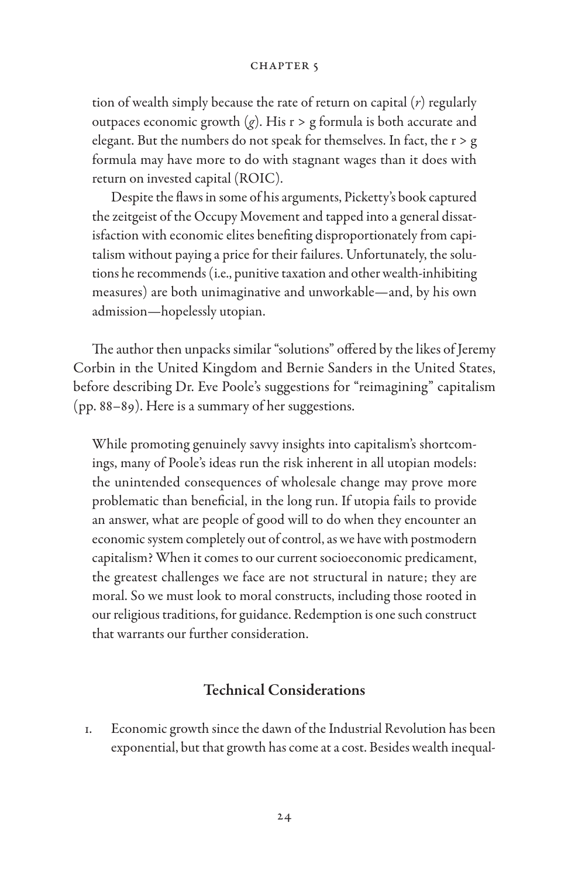tion of wealth simply because the rate of return on capital ($r$) regularly outpaces economic growth ($g$). His r > g formula is both accurate and elegant. But the numbers do not speak for themselves. In fact, the r > g formula may have more to do with stagnant wages than it does with return on invested capital (ROIC).

Despite the flaws in some of his arguments, Picketty's book captured the zeitgeist of the Occupy Movement and tapped into a general dissatisfaction with economic elites benefiting disproportionately from capitalism without paying a price for their failures. Unfortunately, the solutions he recommends (i.e., punitive taxation and other wealth-inhibiting measures) are both unimaginative and unworkable—and, by his own admission—hopelessly utopian.

The author then unpacks similar "solutions" offered by the likes of Jeremy Corbin in the United Kingdom and Bernie Sanders in the United States, before describing Dr. Eve Poole's suggestions for "reimagining" capitalism (pp. 88–89). Here is a summary of her suggestions.

While promoting genuinely savvy insights into capitalism's shortcomings, many of Poole's ideas run the risk inherent in all utopian models: the unintended consequences of wholesale change may prove more problematic than beneficial, in the long run. If utopia fails to provide an answer, what are people of good will to do when they encounter an economic system completely out of control, as we have with postmodern capitalism? When it comes to our current socioeconomic predicament, the greatest challenges we face are not structural in nature; they are moral. So we must look to moral constructs, including those rooted in our religious traditions, for guidance. Redemption is one such construct that warrants our further consideration.

## Technical Considerations

1. Economic growth since the dawn of the Industrial Revolution has been exponential, but that growth has come at a cost. Besides wealth inequal-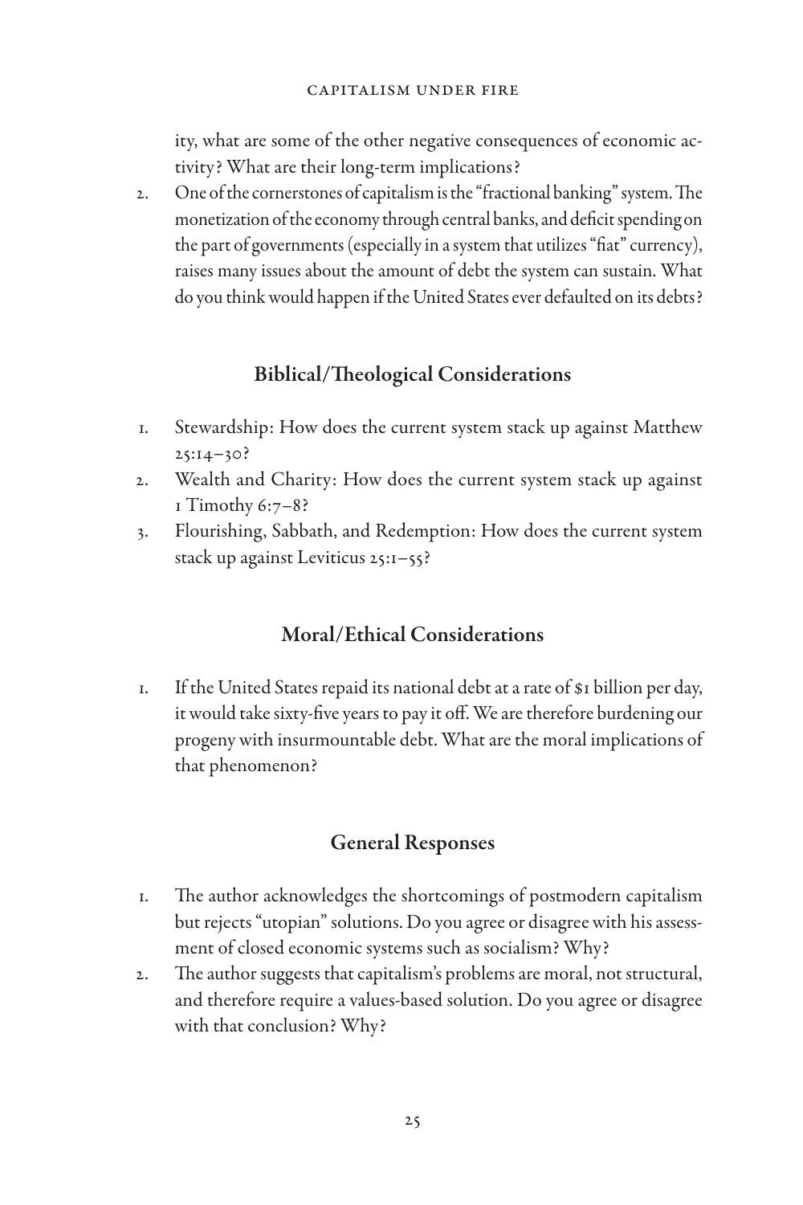ity, what are some of the other negative consequences of economic activity? What are their long-term implications?

2. One of the cornerstones of capitalism is the "fractional banking" system. The monetization of the economy through central banks, and deficit spending on the part of governments (especially in a system that utilizes "fiat" currency), raises many issues about the amount of debt the system can sustain. What do you think would happen if the United States ever defaulted on its debts?

## Biblical/Theological Considerations

1. Stewardship: How does the current system stack up against Matthew 25:14–30?
2. Wealth and Charity: How does the current system stack up against 1 Timothy 6:7–8?
3. Flourishing, Sabbath, and Redemption: How does the current system stack up against Leviticus 25:1–55?

## Moral/Ethical Considerations

1. If the United States repaid its national debt at a rate of $1 billion per day, it would take sixty-five years to pay it off. We are therefore burdening our progeny with insurmountable debt. What are the moral implications of that phenomenon?

## General Responses

1. The author acknowledges the shortcomings of postmodern capitalism but rejects "utopian" solutions. Do you agree or disagree with his assessment of closed economic systems such as socialism? Why?
2. The author suggests that capitalism's problems are moral, not structural, and therefore require a values-based solution. Do you agree or disagree with that conclusion? Why?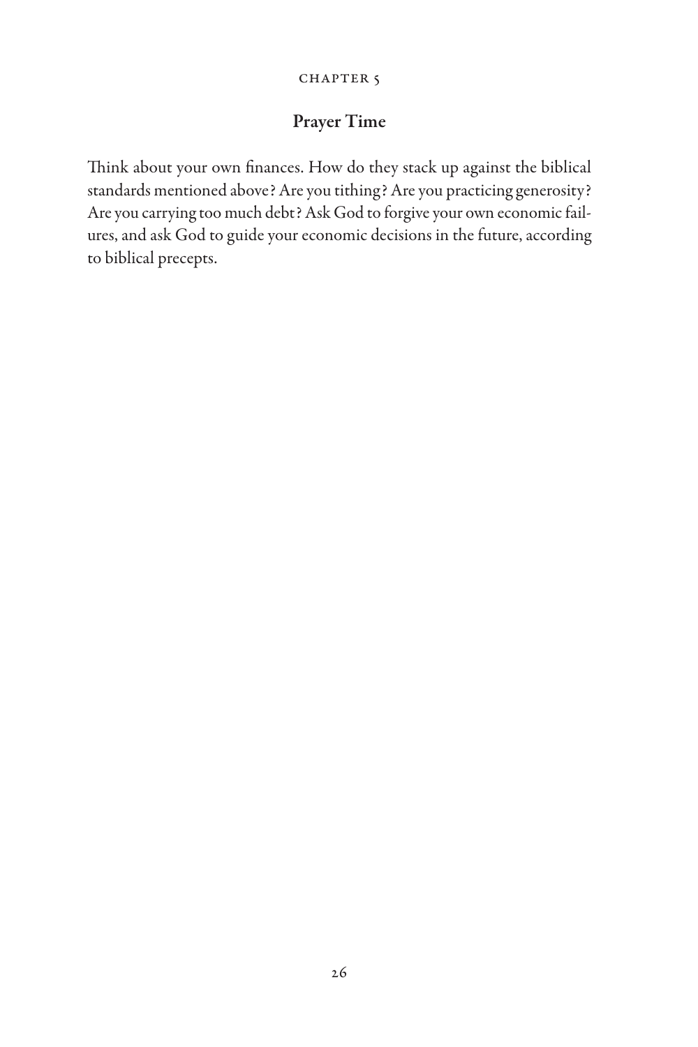CHAPTER 5

## Prayer Time

Think about your own finances. How do they stack up against the biblical standards mentioned above? Are you tithing? Are you practicing generosity? Are you carrying too much debt? Ask God to forgive your own economic failures, and ask God to guide your economic decisions in the future, according to biblical precepts.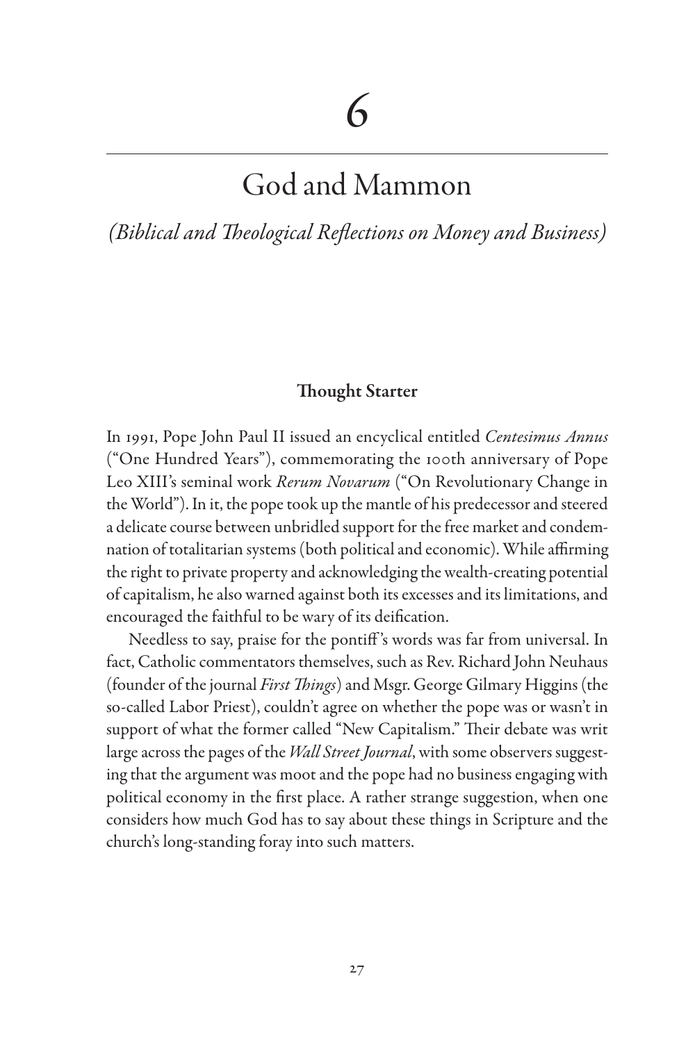# 6

# God and Mammon

*(Biblical and Theological Reflections on Money and Business)*

### Thought Starter

In 1991, Pope John Paul II issued an encyclical entitled *Centesimus Annus* ("One Hundred Years"), commemorating the 100th anniversary of Pope Leo XIII's seminal work *Rerum Novarum* ("On Revolutionary Change in the World"). In it, the pope took up the mantle of his predecessor and steered a delicate course between unbridled support for the free market and condemnation of totalitarian systems (both political and economic). While affirming the right to private property and acknowledging the wealth-creating potential of capitalism, he also warned against both its excesses and its limitations, and encouraged the faithful to be wary of its deification.

Needless to say, praise for the pontiff's words was far from universal. In fact, Catholic commentators themselves, such as Rev. Richard John Neuhaus (founder of the journal *First Things*) and Msgr. George Gilmary Higgins (the so-called Labor Priest), couldn't agree on whether the pope was or wasn't in support of what the former called "New Capitalism." Their debate was writ large across the pages of the *Wall Street Journal*, with some observers suggesting that the argument was moot and the pope had no business engaging with political economy in the first place. A rather strange suggestion, when one considers how much God has to say about these things in Scripture and the church's long-standing foray into such matters.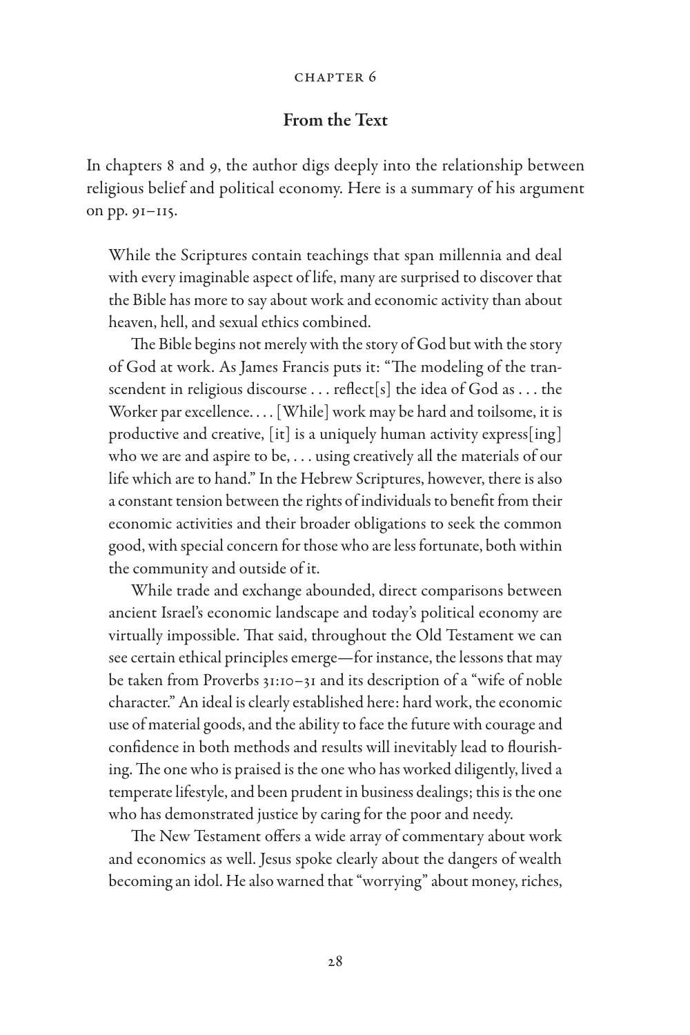CHAPTER 6

## From the Text

In chapters 8 and 9, the author digs deeply into the relationship between religious belief and political economy. Here is a summary of his argument on pp. 91–115.

> While the Scriptures contain teachings that span millennia and deal with every imaginable aspect of life, many are surprised to discover that the Bible has more to say about work and economic activity than about heaven, hell, and sexual ethics combined.
>
> The Bible begins not merely with the story of God but with the story of God at work. As James Francis puts it: "The modeling of the transcendent in religious discourse . . . reflect[s] the idea of God as . . . the Worker par excellence. . . . [While] work may be hard and toilsome, it is productive and creative, [it] is a uniquely human activity express[ing] who we are and aspire to be, . . . using creatively all the materials of our life which are to hand." In the Hebrew Scriptures, however, there is also a constant tension between the rights of individuals to benefit from their economic activities and their broader obligations to seek the common good, with special concern for those who are less fortunate, both within the community and outside of it.
>
> While trade and exchange abounded, direct comparisons between ancient Israel's economic landscape and today's political economy are virtually impossible. That said, throughout the Old Testament we can see certain ethical principles emerge—for instance, the lessons that may be taken from Proverbs 31:10–31 and its description of a "wife of noble character." An ideal is clearly established here: hard work, the economic use of material goods, and the ability to face the future with courage and confidence in both methods and results will inevitably lead to flourishing. The one who is praised is the one who has worked diligently, lived a temperate lifestyle, and been prudent in business dealings; this is the one who has demonstrated justice by caring for the poor and needy.
>
> The New Testament offers a wide array of commentary about work and economics as well. Jesus spoke clearly about the dangers of wealth becoming an idol. He also warned that "worrying" about money, riches,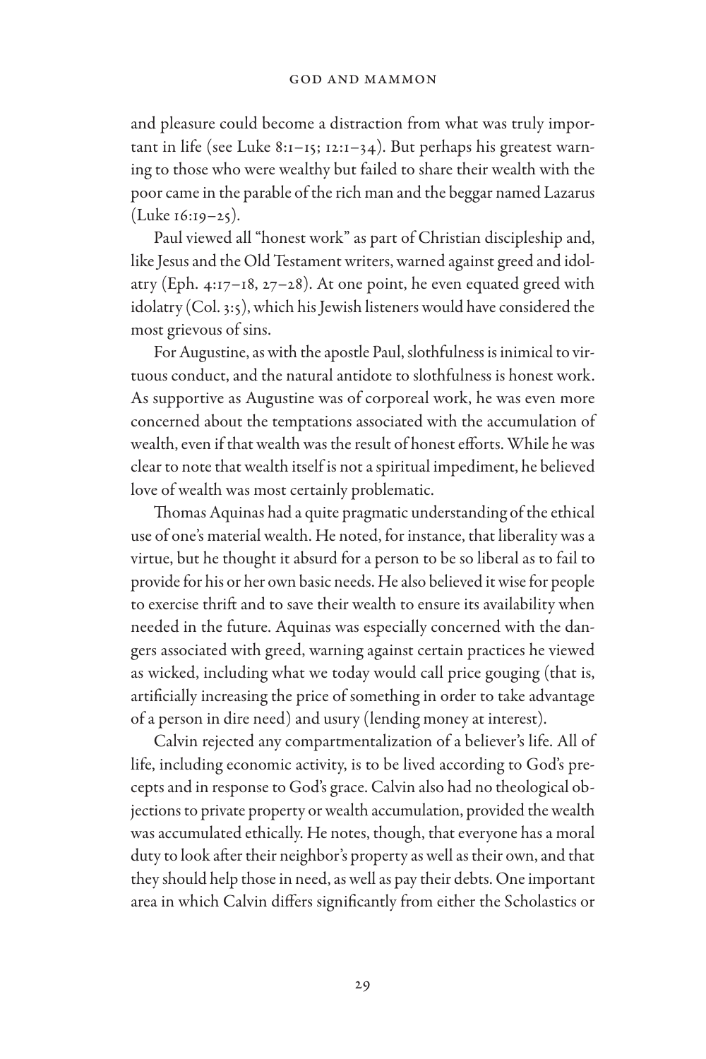and pleasure could become a distraction from what was truly important in life (see Luke 8:1–15; 12:1–34). But perhaps his greatest warning to those who were wealthy but failed to share their wealth with the poor came in the parable of the rich man and the beggar named Lazarus (Luke 16:19–25).

Paul viewed all "honest work" as part of Christian discipleship and, like Jesus and the Old Testament writers, warned against greed and idolatry (Eph. 4:17–18, 27–28). At one point, he even equated greed with idolatry (Col. 3:5), which his Jewish listeners would have considered the most grievous of sins.

For Augustine, as with the apostle Paul, slothfulness is inimical to virtuous conduct, and the natural antidote to slothfulness is honest work. As supportive as Augustine was of corporeal work, he was even more concerned about the temptations associated with the accumulation of wealth, even if that wealth was the result of honest efforts. While he was clear to note that wealth itself is not a spiritual impediment, he believed love of wealth was most certainly problematic.

Thomas Aquinas had a quite pragmatic understanding of the ethical use of one's material wealth. He noted, for instance, that liberality was a virtue, but he thought it absurd for a person to be so liberal as to fail to provide for his or her own basic needs. He also believed it wise for people to exercise thrift and to save their wealth to ensure its availability when needed in the future. Aquinas was especially concerned with the dangers associated with greed, warning against certain practices he viewed as wicked, including what we today would call price gouging (that is, artificially increasing the price of something in order to take advantage of a person in dire need) and usury (lending money at interest).

Calvin rejected any compartmentalization of a believer's life. All of life, including economic activity, is to be lived according to God's precepts and in response to God's grace. Calvin also had no theological objections to private property or wealth accumulation, provided the wealth was accumulated ethically. He notes, though, that everyone has a moral duty to look after their neighbor's property as well as their own, and that they should help those in need, as well as pay their debts. One important area in which Calvin differs significantly from either the Scholastics or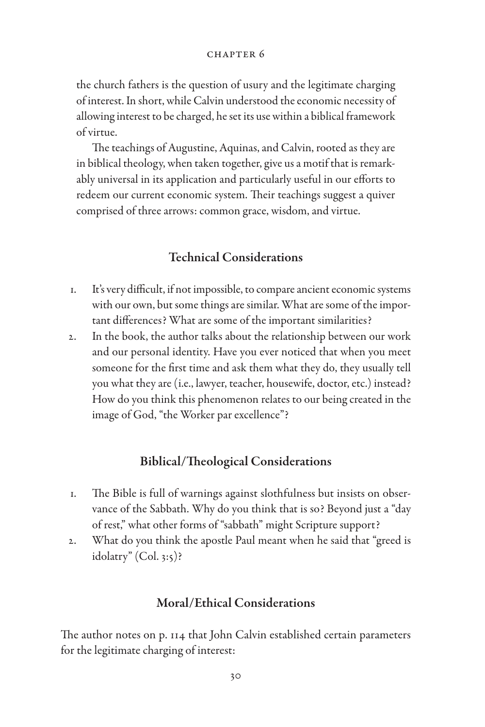the church fathers is the question of usury and the legitimate charging of interest. In short, while Calvin understood the economic necessity of allowing interest to be charged, he set its use within a biblical framework of virtue.

The teachings of Augustine, Aquinas, and Calvin, rooted as they are in biblical theology, when taken together, give us a motif that is remarkably universal in its application and particularly useful in our efforts to redeem our current economic system. Their teachings suggest a quiver comprised of three arrows: common grace, wisdom, and virtue.

## Technical Considerations

1. It's very difficult, if not impossible, to compare ancient economic systems with our own, but some things are similar. What are some of the important differences? What are some of the important similarities?
2. In the book, the author talks about the relationship between our work and our personal identity. Have you ever noticed that when you meet someone for the first time and ask them what they do, they usually tell you what they are (i.e., lawyer, teacher, housewife, doctor, etc.) instead? How do you think this phenomenon relates to our being created in the image of God, "the Worker par excellence"?

## Biblical/Theological Considerations

1. The Bible is full of warnings against slothfulness but insists on observance of the Sabbath. Why do you think that is so? Beyond just a "day of rest," what other forms of "sabbath" might Scripture support?
2. What do you think the apostle Paul meant when he said that "greed is idolatry" (Col. 3:5)?

## Moral/Ethical Considerations

The author notes on p. 114 that John Calvin established certain parameters for the legitimate charging of interest: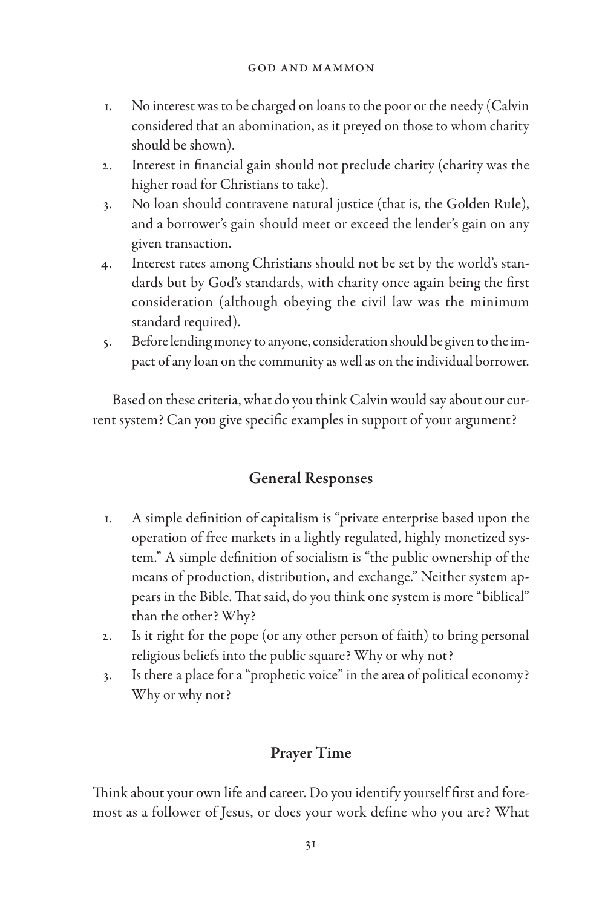1. No interest was to be charged on loans to the poor or the needy (Calvin considered that an abomination, as it preyed on those to whom charity should be shown).
2. Interest in financial gain should not preclude charity (charity was the higher road for Christians to take).
3. No loan should contravene natural justice (that is, the Golden Rule), and a borrower's gain should meet or exceed the lender's gain on any given transaction.
4. Interest rates among Christians should not be set by the world's standards but by God's standards, with charity once again being the first consideration (although obeying the civil law was the minimum standard required).
5. Before lending money to anyone, consideration should be given to the impact of any loan on the community as well as on the individual borrower.

Based on these criteria, what do you think Calvin would say about our current system? Can you give specific examples in support of your argument?

## General Responses

1. A simple definition of capitalism is "private enterprise based upon the operation of free markets in a lightly regulated, highly monetized system." A simple definition of socialism is "the public ownership of the means of production, distribution, and exchange." Neither system appears in the Bible. That said, do you think one system is more "biblical" than the other? Why?
2. Is it right for the pope (or any other person of faith) to bring personal religious beliefs into the public square? Why or why not?
3. Is there a place for a "prophetic voice" in the area of political economy? Why or why not?

## Prayer Time

Think about your own life and career. Do you identify yourself first and foremost as a follower of Jesus, or does your work define who you are? What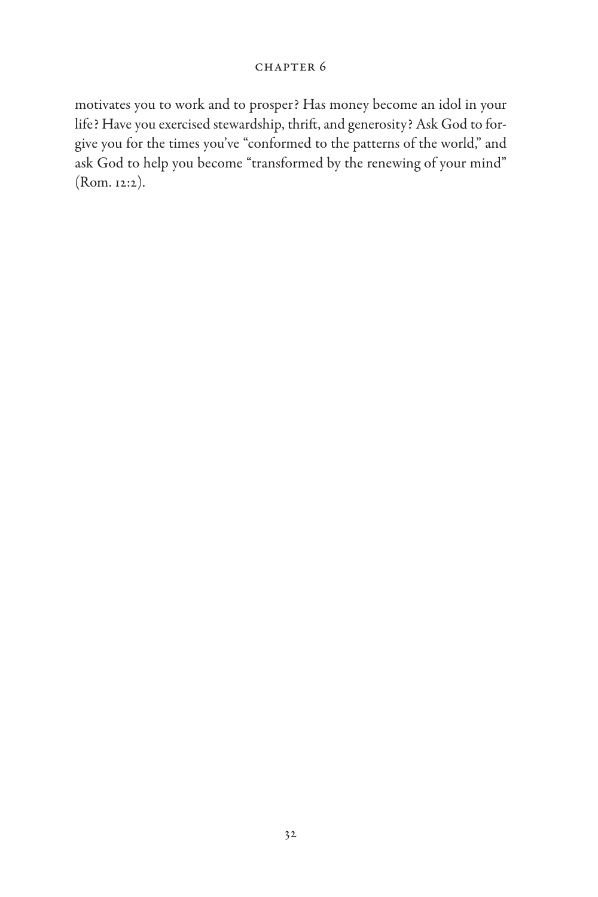motivates you to work and to prosper? Has money become an idol in your life? Have you exercised stewardship, thrift, and generosity? Ask God to forgive you for the times you've "conformed to the patterns of the world," and ask God to help you become "transformed by the renewing of your mind" (Rom. 12:2).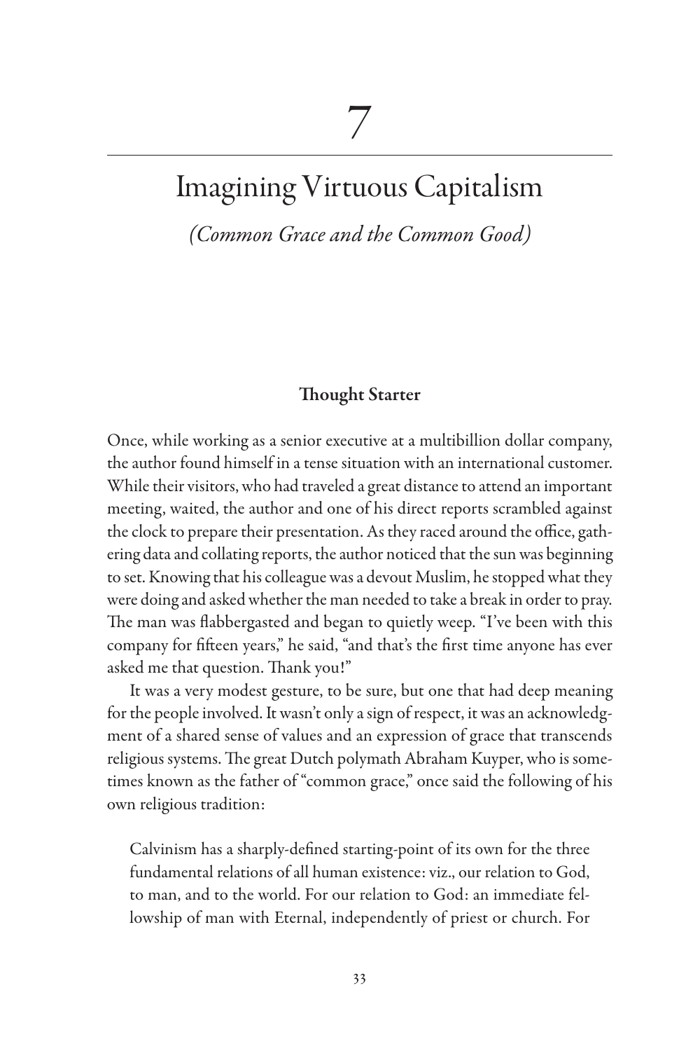# 7

# Imagining Virtuous Capitalism

*(Common Grace and the Common Good)*

### Thought Starter

Once, while working as a senior executive at a multibillion dollar company, the author found himself in a tense situation with an international customer. While their visitors, who had traveled a great distance to attend an important meeting, waited, the author and one of his direct reports scrambled against the clock to prepare their presentation. As they raced around the office, gathering data and collating reports, the author noticed that the sun was beginning to set. Knowing that his colleague was a devout Muslim, he stopped what they were doing and asked whether the man needed to take a break in order to pray. The man was flabbergasted and began to quietly weep. "I've been with this company for fifteen years," he said, "and that's the first time anyone has ever asked me that question. Thank you!"

It was a very modest gesture, to be sure, but one that had deep meaning for the people involved. It wasn't only a sign of respect, it was an acknowledgment of a shared sense of values and an expression of grace that transcends religious systems. The great Dutch polymath Abraham Kuyper, who is sometimes known as the father of "common grace," once said the following of his own religious tradition:

> Calvinism has a sharply-defined starting-point of its own for the three fundamental relations of all human existence: viz., our relation to God, to man, and to the world. For our relation to God: an immediate fellowship of man with Eternal, independently of priest or church. For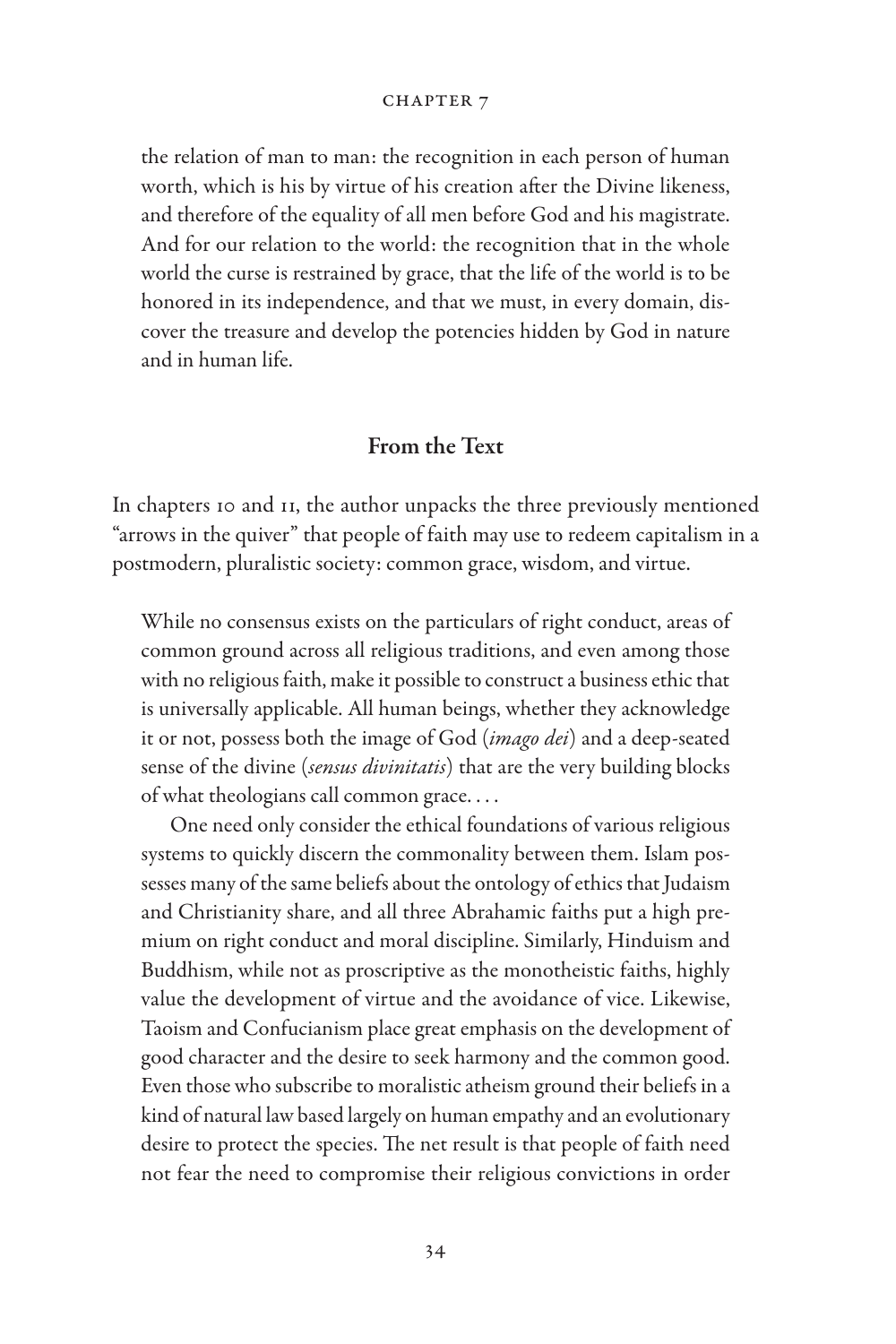the relation of man to man: the recognition in each person of human worth, which is his by virtue of his creation after the Divine likeness, and therefore of the equality of all men before God and his magistrate. And for our relation to the world: the recognition that in the whole world the curse is restrained by grace, that the life of the world is to be honored in its independence, and that we must, in every domain, discover the treasure and develop the potencies hidden by God in nature and in human life.

## From the Text

In chapters 10 and 11, the author unpacks the three previously mentioned "arrows in the quiver" that people of faith may use to redeem capitalism in a postmodern, pluralistic society: common grace, wisdom, and virtue.

> While no consensus exists on the particulars of right conduct, areas of common ground across all religious traditions, and even among those with no religious faith, make it possible to construct a business ethic that is universally applicable. All human beings, whether they acknowledge it or not, possess both the image of God (*imago dei*) and a deep-seated sense of the divine (*sensus divinitatis*) that are the very building blocks of what theologians call common grace. . . .
>
> One need only consider the ethical foundations of various religious systems to quickly discern the commonality between them. Islam possesses many of the same beliefs about the ontology of ethics that Judaism and Christianity share, and all three Abrahamic faiths put a high premium on right conduct and moral discipline. Similarly, Hinduism and Buddhism, while not as proscriptive as the monotheistic faiths, highly value the development of virtue and the avoidance of vice. Likewise, Taoism and Confucianism place great emphasis on the development of good character and the desire to seek harmony and the common good. Even those who subscribe to moralistic atheism ground their beliefs in a kind of natural law based largely on human empathy and an evolutionary desire to protect the species. The net result is that people of faith need not fear the need to compromise their religious convictions in order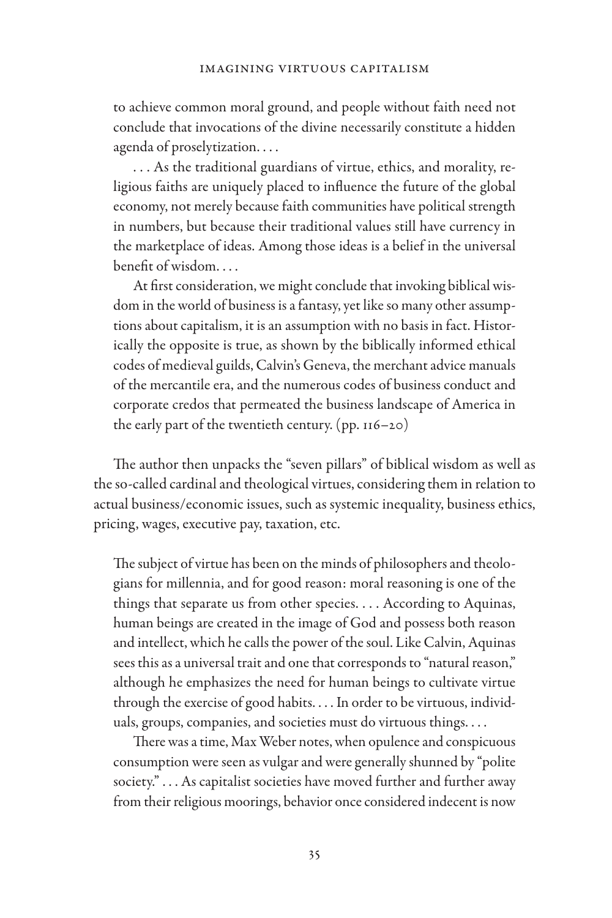> to achieve common moral ground, and people without faith need not conclude that invocations of the divine necessarily constitute a hidden agenda of proselytization. . . .
>
> . . . As the traditional guardians of virtue, ethics, and morality, religious faiths are uniquely placed to influence the future of the global economy, not merely because faith communities have political strength in numbers, but because their traditional values still have currency in the marketplace of ideas. Among those ideas is a belief in the universal benefit of wisdom. . . .
>
> At first consideration, we might conclude that invoking biblical wisdom in the world of business is a fantasy, yet like so many other assumptions about capitalism, it is an assumption with no basis in fact. Historically the opposite is true, as shown by the biblically informed ethical codes of medieval guilds, Calvin's Geneva, the merchant advice manuals of the mercantile era, and the numerous codes of business conduct and corporate credos that permeated the business landscape of America in the early part of the twentieth century. (pp. 116–20)

The author then unpacks the "seven pillars" of biblical wisdom as well as the so-called cardinal and theological virtues, considering them in relation to actual business/economic issues, such as systemic inequality, business ethics, pricing, wages, executive pay, taxation, etc.

> The subject of virtue has been on the minds of philosophers and theologians for millennia, and for good reason: moral reasoning is one of the things that separate us from other species. . . . According to Aquinas, human beings are created in the image of God and possess both reason and intellect, which he calls the power of the soul. Like Calvin, Aquinas sees this as a universal trait and one that corresponds to "natural reason," although he emphasizes the need for human beings to cultivate virtue through the exercise of good habits. . . . In order to be virtuous, individuals, groups, companies, and societies must do virtuous things. . . .
>
> There was a time, Max Weber notes, when opulence and conspicuous consumption were seen as vulgar and were generally shunned by "polite society." . . . As capitalist societies have moved further and further away from their religious moorings, behavior once considered indecent is now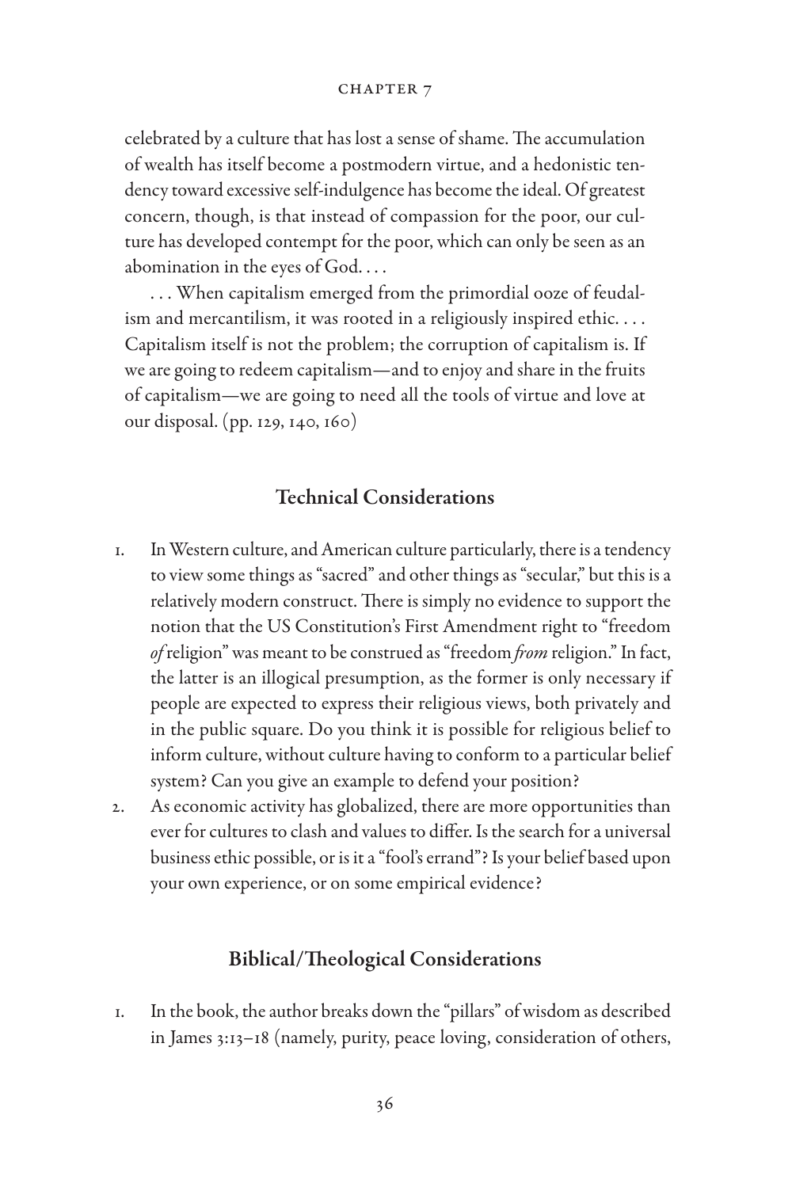celebrated by a culture that has lost a sense of shame. The accumulation of wealth has itself become a postmodern virtue, and a hedonistic tendency toward excessive self-indulgence has become the ideal. Of greatest concern, though, is that instead of compassion for the poor, our culture has developed contempt for the poor, which can only be seen as an abomination in the eyes of God. . . .

. . . When capitalism emerged from the primordial ooze of feudalism and mercantilism, it was rooted in a religiously inspired ethic. . . . Capitalism itself is not the problem; the corruption of capitalism is. If we are going to redeem capitalism—and to enjoy and share in the fruits of capitalism—we are going to need all the tools of virtue and love at our disposal. (pp. 129, 140, 160)

## Technical Considerations

1. In Western culture, and American culture particularly, there is a tendency to view some things as "sacred" and other things as "secular," but this is a relatively modern construct. There is simply no evidence to support the notion that the US Constitution's First Amendment right to "freedom *of* religion" was meant to be construed as "freedom *from* religion." In fact, the latter is an illogical presumption, as the former is only necessary if people are expected to express their religious views, both privately and in the public square. Do you think it is possible for religious belief to inform culture, without culture having to conform to a particular belief system? Can you give an example to defend your position?
2. As economic activity has globalized, there are more opportunities than ever for cultures to clash and values to differ. Is the search for a universal business ethic possible, or is it a "fool's errand"? Is your belief based upon your own experience, or on some empirical evidence?

## Biblical/Theological Considerations

1. In the book, the author breaks down the "pillars" of wisdom as described in James 3:13–18 (namely, purity, peace loving, consideration of others,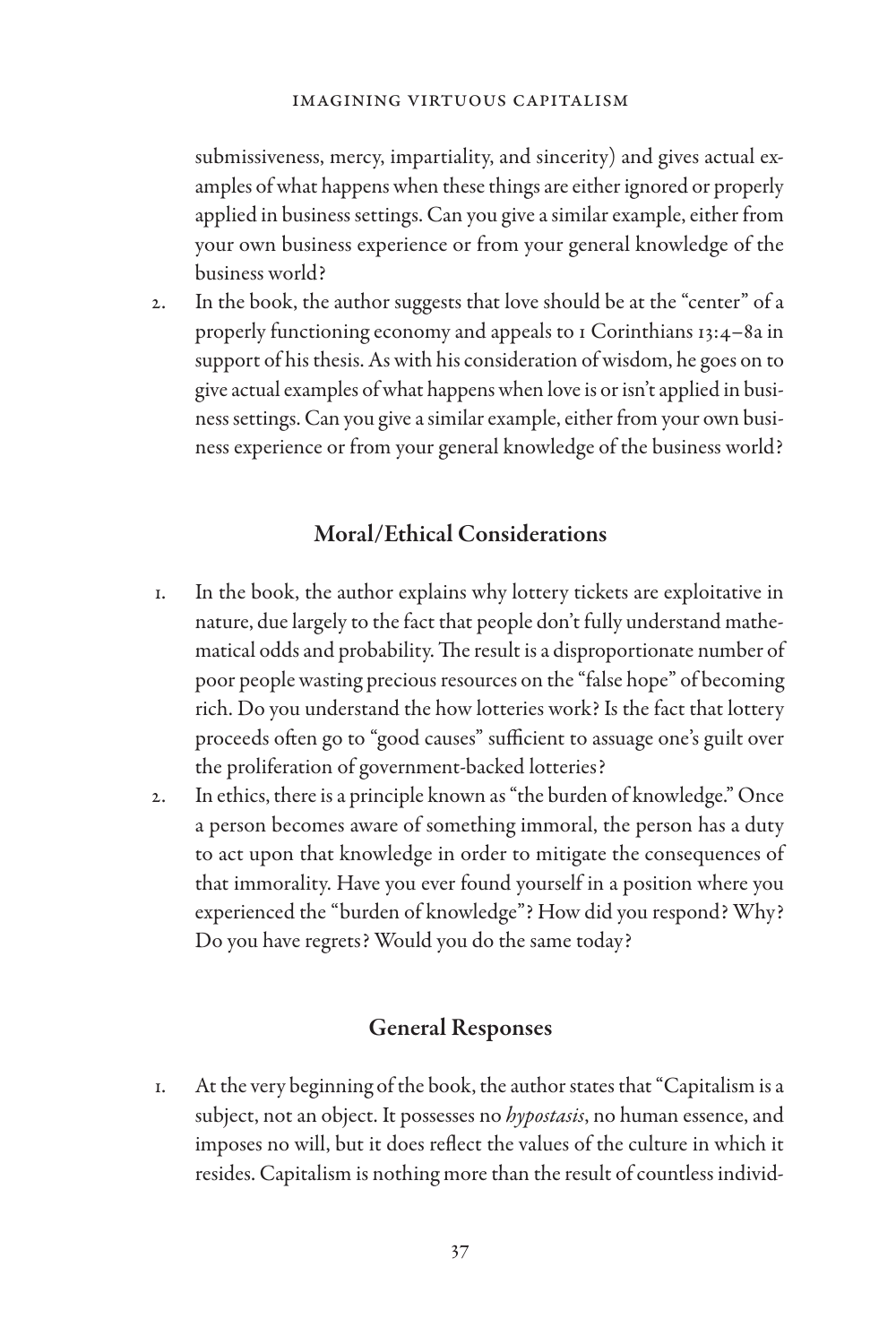submissiveness, mercy, impartiality, and sincerity) and gives actual examples of what happens when these things are either ignored or properly applied in business settings. Can you give a similar example, either from your own business experience or from your general knowledge of the business world?

2. In the book, the author suggests that love should be at the "center" of a properly functioning economy and appeals to 1 Corinthians 13:4–8a in support of his thesis. As with his consideration of wisdom, he goes on to give actual examples of what happens when love is or isn't applied in business settings. Can you give a similar example, either from your own business experience or from your general knowledge of the business world?

## Moral/Ethical Considerations

1. In the book, the author explains why lottery tickets are exploitative in nature, due largely to the fact that people don't fully understand mathematical odds and probability. The result is a disproportionate number of poor people wasting precious resources on the "false hope" of becoming rich. Do you understand the how lotteries work? Is the fact that lottery proceeds often go to "good causes" sufficient to assuage one's guilt over the proliferation of government-backed lotteries?
2. In ethics, there is a principle known as "the burden of knowledge." Once a person becomes aware of something immoral, the person has a duty to act upon that knowledge in order to mitigate the consequences of that immorality. Have you ever found yourself in a position where you experienced the "burden of knowledge"? How did you respond? Why? Do you have regrets? Would you do the same today?

## General Responses

1. At the very beginning of the book, the author states that "Capitalism is a subject, not an object. It possesses no *hypostasis*, no human essence, and imposes no will, but it does reflect the values of the culture in which it resides. Capitalism is nothing more than the result of countless individ-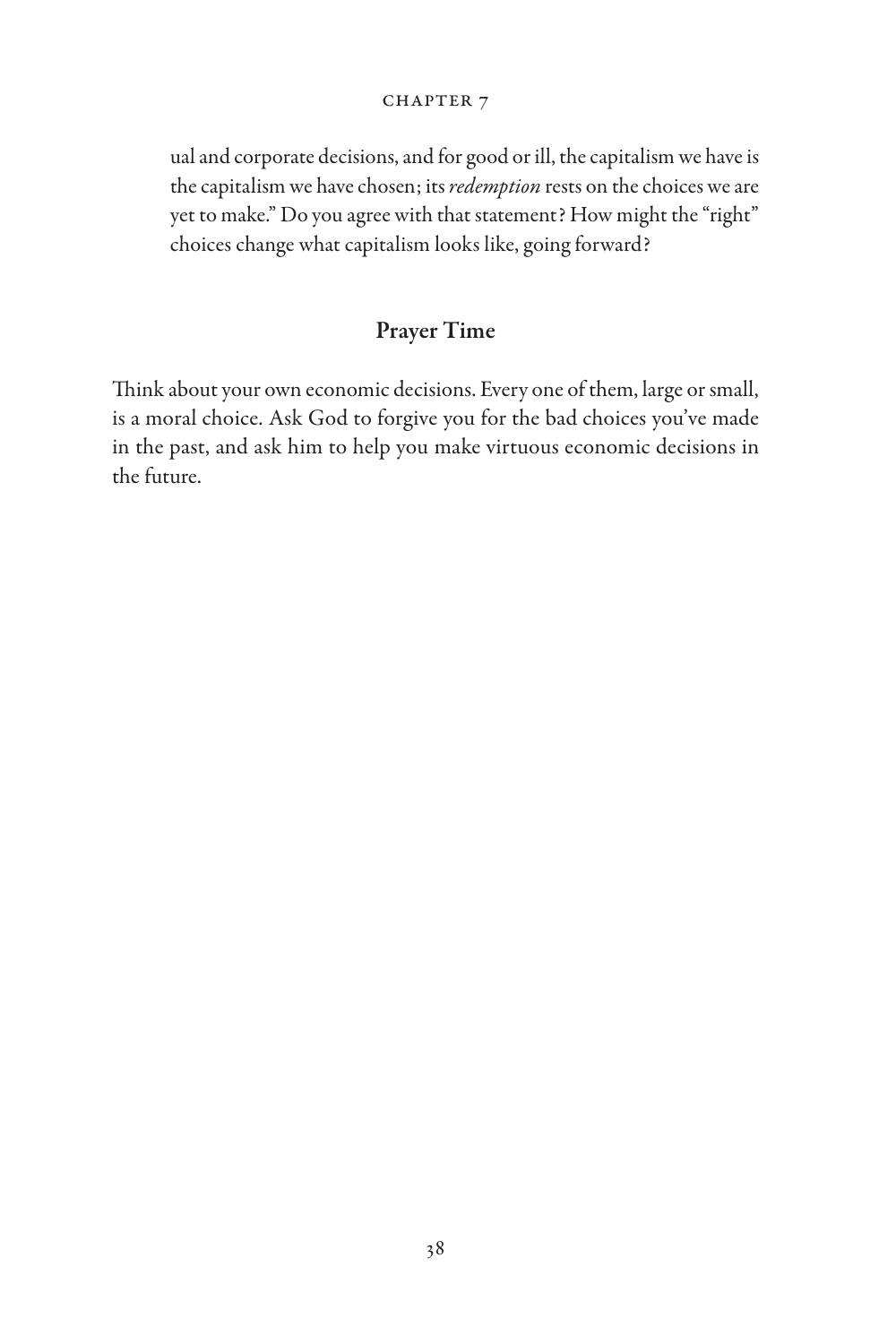ual and corporate decisions, and for good or ill, the capitalism we have is the capitalism we have chosen; its *redemption* rests on the choices we are yet to make." Do you agree with that statement? How might the "right" choices change what capitalism looks like, going forward?

## Prayer Time

Think about your own economic decisions. Every one of them, large or small, is a moral choice. Ask God to forgive you for the bad choices you've made in the past, and ask him to help you make virtuous economic decisions in the future.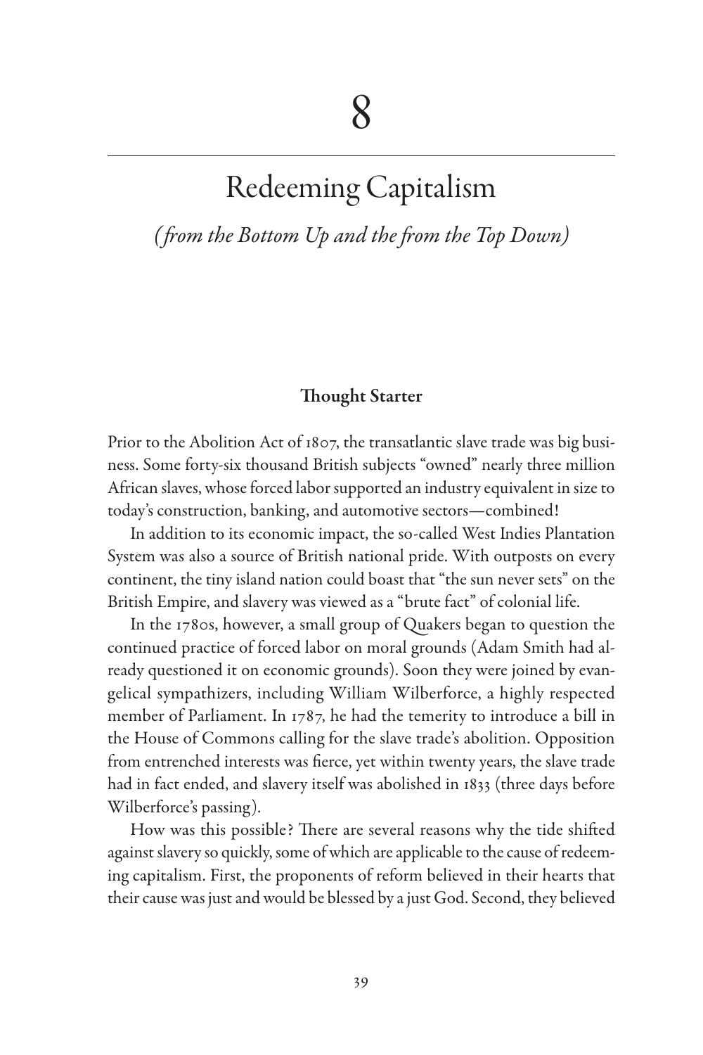# 8

## Redeeming Capitalism

*(from the Bottom Up and the from the Top Down)*

### Thought Starter

Prior to the Abolition Act of 1807, the transatlantic slave trade was big business. Some forty-six thousand British subjects "owned" nearly three million African slaves, whose forced labor supported an industry equivalent in size to today's construction, banking, and automotive sectors—combined!

In addition to its economic impact, the so-called West Indies Plantation System was also a source of British national pride. With outposts on every continent, the tiny island nation could boast that "the sun never sets" on the British Empire, and slavery was viewed as a "brute fact" of colonial life.

In the 1780s, however, a small group of Quakers began to question the continued practice of forced labor on moral grounds (Adam Smith had already questioned it on economic grounds). Soon they were joined by evangelical sympathizers, including William Wilberforce, a highly respected member of Parliament. In 1787, he had the temerity to introduce a bill in the House of Commons calling for the slave trade's abolition. Opposition from entrenched interests was fierce, yet within twenty years, the slave trade had in fact ended, and slavery itself was abolished in 1833 (three days before Wilberforce's passing).

How was this possible? There are several reasons why the tide shifted against slavery so quickly, some of which are applicable to the cause of redeeming capitalism. First, the proponents of reform believed in their hearts that their cause was just and would be blessed by a just God. Second, they believed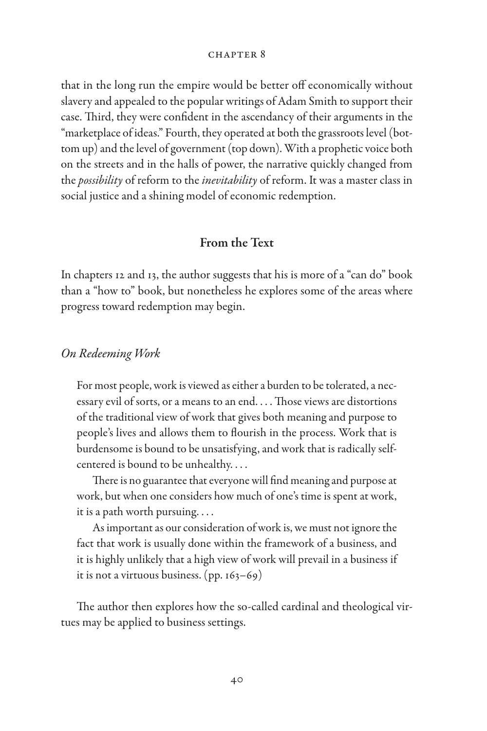that in the long run the empire would be better off economically without slavery and appealed to the popular writings of Adam Smith to support their case. Third, they were confident in the ascendancy of their arguments in the "marketplace of ideas." Fourth, they operated at both the grassroots level (bottom up) and the level of government (top down). With a prophetic voice both on the streets and in the halls of power, the narrative quickly changed from the *possibility* of reform to the *inevitability* of reform. It was a master class in social justice and a shining model of economic redemption.

## From the Text

In chapters 12 and 13, the author suggests that his is more of a "can do" book than a "how to" book, but nonetheless he explores some of the areas where progress toward redemption may begin.

### *On Redeeming Work*

> For most people, work is viewed as either a burden to be tolerated, a necessary evil of sorts, or a means to an end. . . . Those views are distortions of the traditional view of work that gives both meaning and purpose to people's lives and allows them to flourish in the process. Work that is burdensome is bound to be unsatisfying, and work that is radically self-centered is bound to be unhealthy. . . .
>
> There is no guarantee that everyone will find meaning and purpose at work, but when one considers how much of one's time is spent at work, it is a path worth pursuing. . . .
>
> As important as our consideration of work is, we must not ignore the fact that work is usually done within the framework of a business, and it is highly unlikely that a high view of work will prevail in a business if it is not a virtuous business. (pp. 163–69)

The author then explores how the so-called cardinal and theological virtues may be applied to business settings.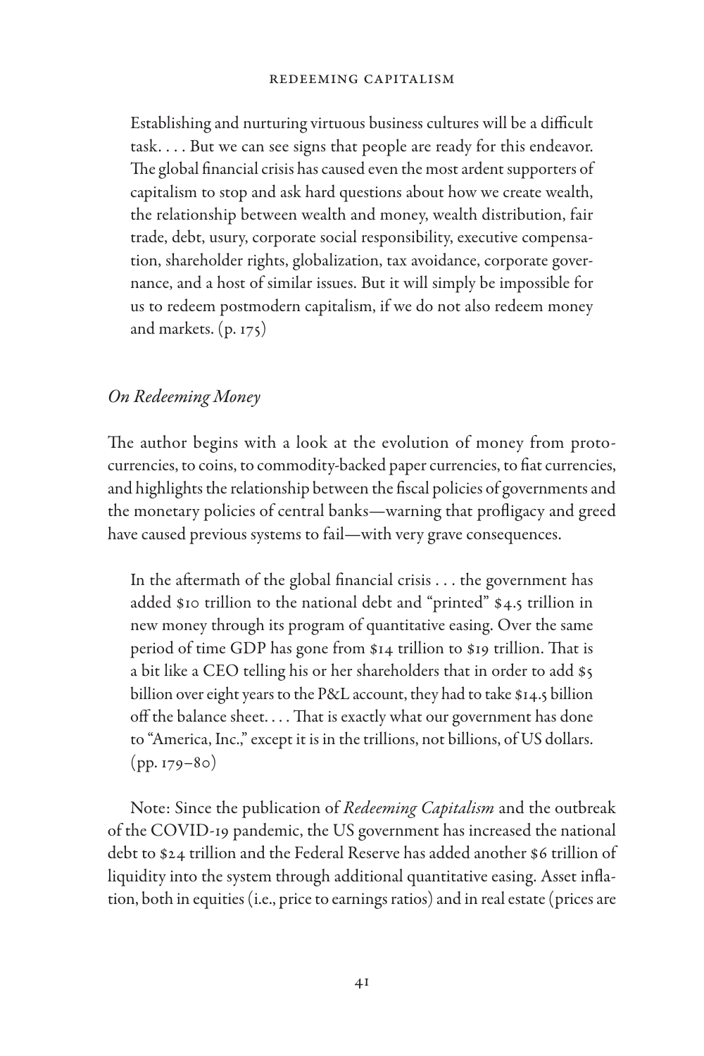> Establishing and nurturing virtuous business cultures will be a difficult task. . . . But we can see signs that people are ready for this endeavor. The global financial crisis has caused even the most ardent supporters of capitalism to stop and ask hard questions about how we create wealth, the relationship between wealth and money, wealth distribution, fair trade, debt, usury, corporate social responsibility, executive compensation, shareholder rights, globalization, tax avoidance, corporate governance, and a host of similar issues. But it will simply be impossible for us to redeem postmodern capitalism, if we do not also redeem money and markets. (p. 175)

*On Redeeming Money*

The author begins with a look at the evolution of money from proto-currencies, to coins, to commodity-backed paper currencies, to fiat currencies, and highlights the relationship between the fiscal policies of governments and the monetary policies of central banks—warning that profligacy and greed have caused previous systems to fail—with very grave consequences.

> In the aftermath of the global financial crisis . . . the government has added $10 trillion to the national debt and "printed" $4.5 trillion in new money through its program of quantitative easing. Over the same period of time GDP has gone from $14 trillion to $19 trillion. That is a bit like a CEO telling his or her shareholders that in order to add $5 billion over eight years to the P&L account, they had to take $14.5 billion off the balance sheet. . . . That is exactly what our government has done to "America, Inc.," except it is in the trillions, not billions, of US dollars. (pp. 179–80)

Note: Since the publication of *Redeeming Capitalism* and the outbreak of the COVID-19 pandemic, the US government has increased the national debt to $24 trillion and the Federal Reserve has added another $6 trillion of liquidity into the system through additional quantitative easing. Asset inflation, both in equities (i.e., price to earnings ratios) and in real estate (prices are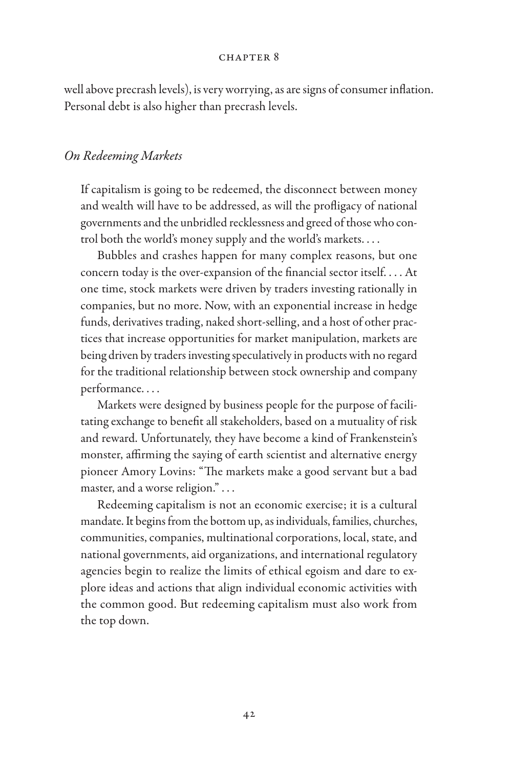well above precrash levels), is very worrying, as are signs of consumer inflation. Personal debt is also higher than precrash levels.

### *On Redeeming Markets*

> If capitalism is going to be redeemed, the disconnect between money and wealth will have to be addressed, as will the profligacy of national governments and the unbridled recklessness and greed of those who control both the world's money supply and the world's markets. . . .
>
> Bubbles and crashes happen for many complex reasons, but one concern today is the over-expansion of the financial sector itself. . . . At one time, stock markets were driven by traders investing rationally in companies, but no more. Now, with an exponential increase in hedge funds, derivatives trading, naked short-selling, and a host of other practices that increase opportunities for market manipulation, markets are being driven by traders investing speculatively in products with no regard for the traditional relationship between stock ownership and company performance. . . .
>
> Markets were designed by business people for the purpose of facilitating exchange to benefit all stakeholders, based on a mutuality of risk and reward. Unfortunately, they have become a kind of Frankenstein's monster, affirming the saying of earth scientist and alternative energy pioneer Amory Lovins: "The markets make a good servant but a bad master, and a worse religion." . . .
>
> Redeeming capitalism is not an economic exercise; it is a cultural mandate. It begins from the bottom up, as individuals, families, churches, communities, companies, multinational corporations, local, state, and national governments, aid organizations, and international regulatory agencies begin to realize the limits of ethical egoism and dare to explore ideas and actions that align individual economic activities with the common good. But redeeming capitalism must also work from the top down.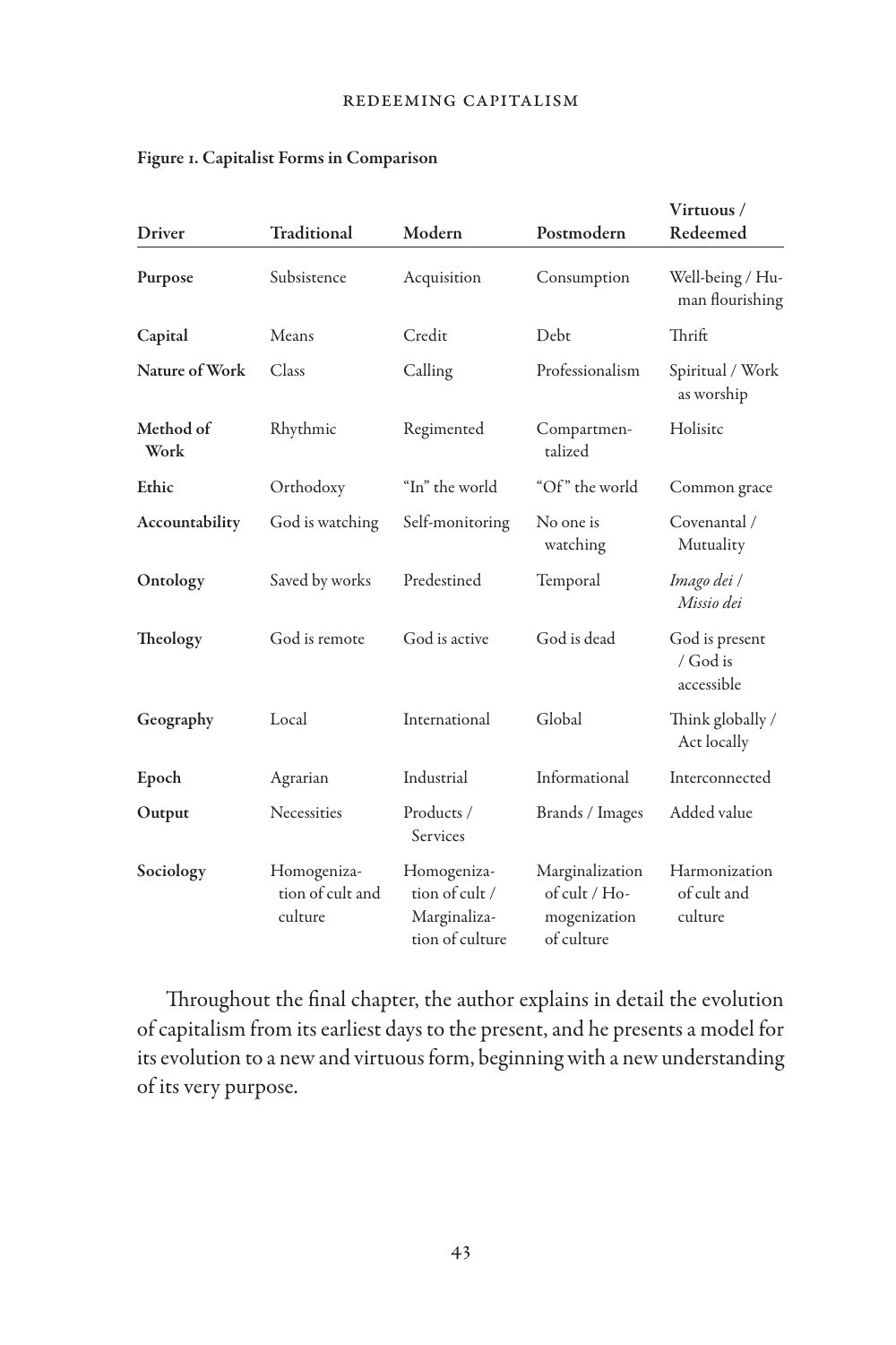**Figure 1. Capitalist Forms in Comparison**

| Driver | Traditional | Modern | Postmodern | Virtuous / Redeemed |
|---|---|---|---|---|
| **Purpose** | Subsistence | Acquisition | Consumption | Well-being / Human flourishing |
| **Capital** | Means | Credit | Debt | Thrift |
| **Nature of Work** | Class | Calling | Professionalism | Spiritual / Work as worship |
| **Method of Work** | Rhythmic | Regimented | Compartmentalized | Holisitc |
| **Ethic** | Orthodoxy | "In" the world | "Of" the world | Common grace |
| **Accountability** | God is watching | Self-monitoring | No one is watching | Covenantal / Mutuality |
| **Ontology** | Saved by works | Predestined | Temporal | *Imago dei* / *Missio dei* |
| **Theology** | God is remote | God is active | God is dead | God is present / God is accessible |
| **Geography** | Local | International | Global | Think globally / Act locally |
| **Epoch** | Agrarian | Industrial | Informational | Interconnected |
| **Output** | Necessities | Products / Services | Brands / Images | Added value |
| **Sociology** | Homogenization of cult and culture | Homogenization of cult / Marginalization of culture | Marginalization of cult / Homogenization of culture | Harmonization of cult and culture |

Throughout the final chapter, the author explains in detail the evolution of capitalism from its earliest days to the present, and he presents a model for its evolution to a new and virtuous form, beginning with a new understanding of its very purpose.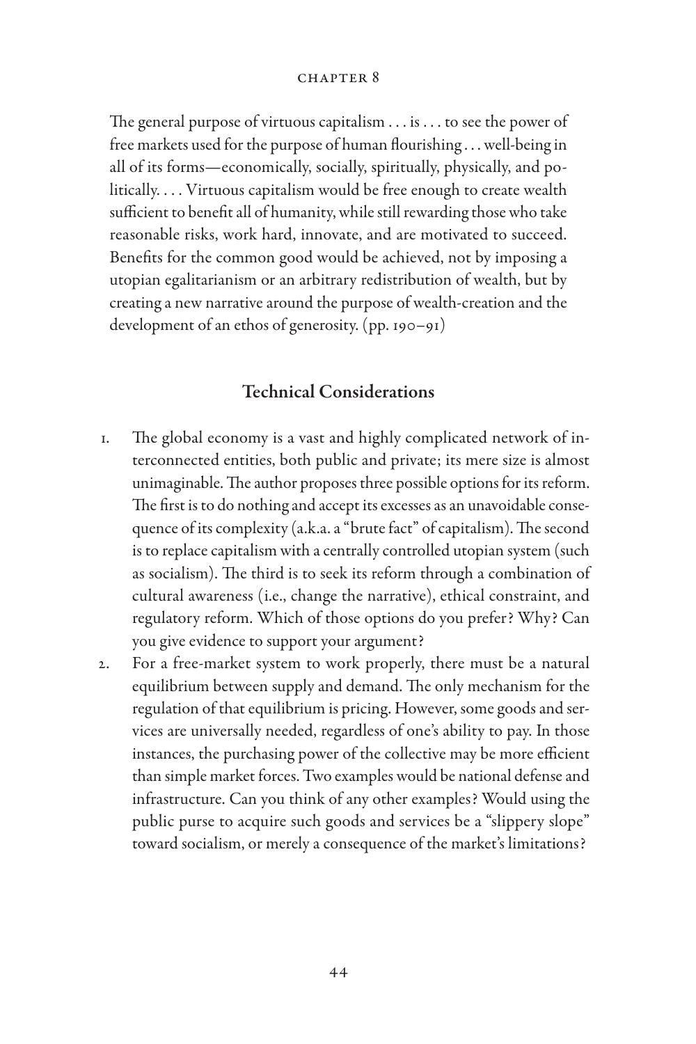The general purpose of virtuous capitalism . . . is . . . to see the power of free markets used for the purpose of human flourishing . . . well-being in all of its forms—economically, socially, spiritually, physically, and politically. . . . Virtuous capitalism would be free enough to create wealth sufficient to benefit all of humanity, while still rewarding those who take reasonable risks, work hard, innovate, and are motivated to succeed. Benefits for the common good would be achieved, not by imposing a utopian egalitarianism or an arbitrary redistribution of wealth, but by creating a new narrative around the purpose of wealth-creation and the development of an ethos of generosity. (pp. 190–91)

## Technical Considerations

1. The global economy is a vast and highly complicated network of interconnected entities, both public and private; its mere size is almost unimaginable. The author proposes three possible options for its reform. The first is to do nothing and accept its excesses as an unavoidable consequence of its complexity (a.k.a. a "brute fact" of capitalism). The second is to replace capitalism with a centrally controlled utopian system (such as socialism). The third is to seek its reform through a combination of cultural awareness (i.e., change the narrative), ethical constraint, and regulatory reform. Which of those options do you prefer? Why? Can you give evidence to support your argument?
2. For a free-market system to work properly, there must be a natural equilibrium between supply and demand. The only mechanism for the regulation of that equilibrium is pricing. However, some goods and services are universally needed, regardless of one's ability to pay. In those instances, the purchasing power of the collective may be more efficient than simple market forces. Two examples would be national defense and infrastructure. Can you think of any other examples? Would using the public purse to acquire such goods and services be a "slippery slope" toward socialism, or merely a consequence of the market's limitations?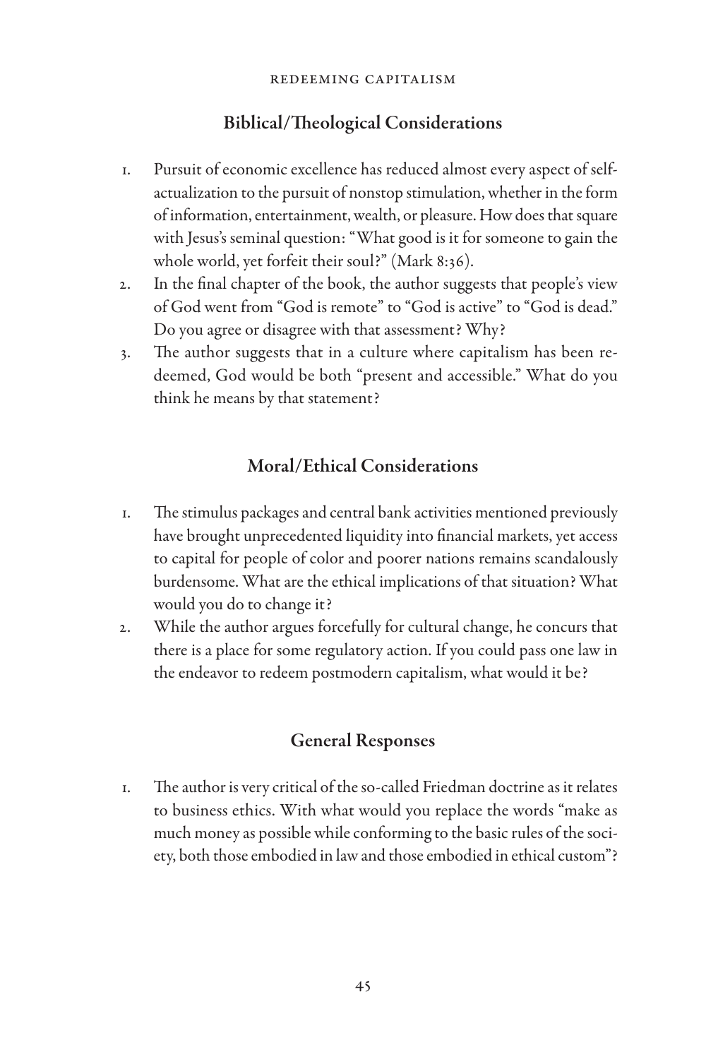## Biblical/Theological Considerations

1. Pursuit of economic excellence has reduced almost every aspect of self-actualization to the pursuit of nonstop stimulation, whether in the form of information, entertainment, wealth, or pleasure. How does that square with Jesus's seminal question: "What good is it for someone to gain the whole world, yet forfeit their soul?" (Mark 8:36).
2. In the final chapter of the book, the author suggests that people's view of God went from "God is remote" to "God is active" to "God is dead." Do you agree or disagree with that assessment? Why?
3. The author suggests that in a culture where capitalism has been redeemed, God would be both "present and accessible." What do you think he means by that statement?

## Moral/Ethical Considerations

1. The stimulus packages and central bank activities mentioned previously have brought unprecedented liquidity into financial markets, yet access to capital for people of color and poorer nations remains scandalously burdensome. What are the ethical implications of that situation? What would you do to change it?
2. While the author argues forcefully for cultural change, he concurs that there is a place for some regulatory action. If you could pass one law in the endeavor to redeem postmodern capitalism, what would it be?

## General Responses

1. The author is very critical of the so-called Friedman doctrine as it relates to business ethics. With what would you replace the words "make as much money as possible while conforming to the basic rules of the society, both those embodied in law and those embodied in ethical custom"?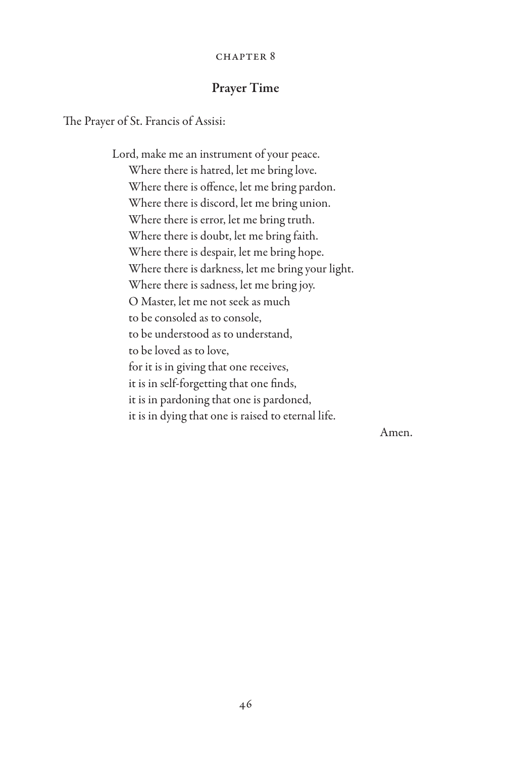CHAPTER 8

## Prayer Time

The Prayer of St. Francis of Assisi:

> Lord, make me an instrument of your peace.  
> Where there is hatred, let me bring love.  
> Where there is offence, let me bring pardon.  
> Where there is discord, let me bring union.  
> Where there is error, let me bring truth.  
> Where there is doubt, let me bring faith.  
> Where there is despair, let me bring hope.  
> Where there is darkness, let me bring your light.  
> Where there is sadness, let me bring joy.  
> O Master, let me not seek as much  
> to be consoled as to console,  
> to be understood as to understand,  
> to be loved as to love,  
> for it is in giving that one receives,  
> it is in self-forgetting that one finds,  
> it is in pardoning that one is pardoned,  
> it is in dying that one is raised to eternal life.  
>
> Amen.